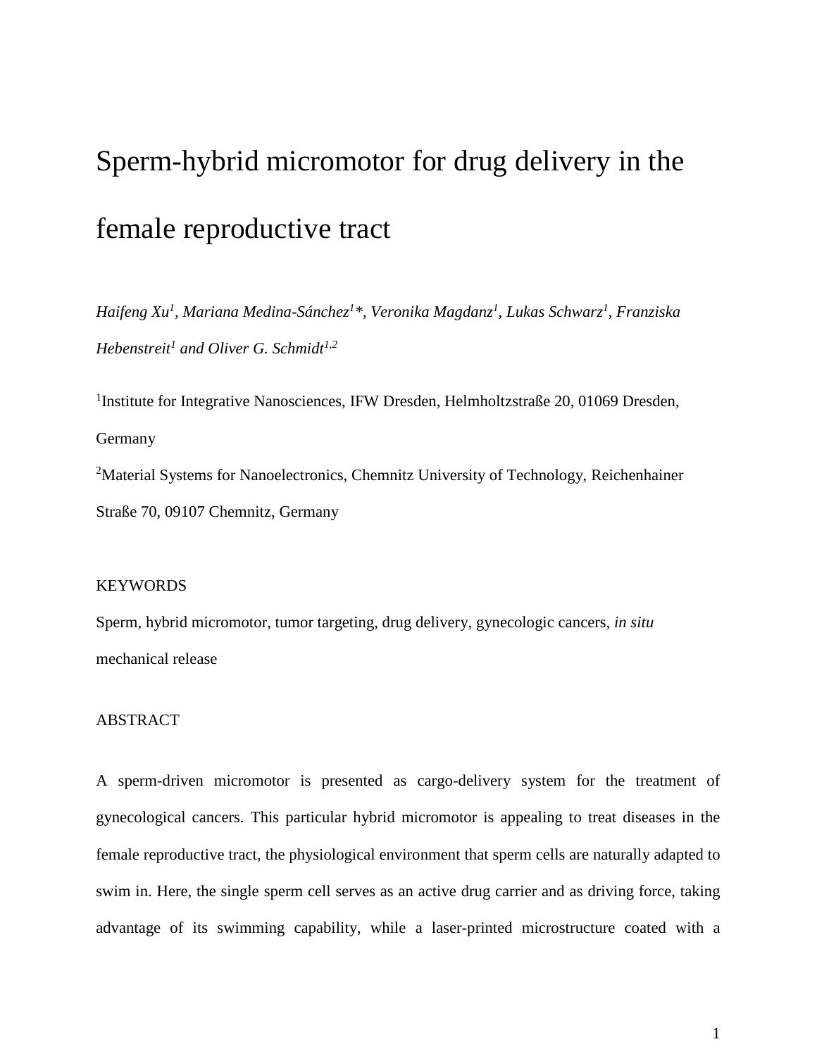# Sperm-hybrid micromotor for drug delivery in the female reproductive tract

*Haifeng Xu[1], Mariana Medina-Sánchez[1]\*, Veronika Magdanz[1], Lukas Schwarz[1], Franziska Hebenstreit[1] and Oliver G. Schmidt[1,2]*

[1]Institute for Integrative Nanosciences, IFW Dresden, Helmholtzstraße 20, 01069 Dresden, Germany

[2]Material Systems for Nanoelectronics, Chemnitz University of Technology, Reichenhainer Straße 70, 09107 Chemnitz, Germany

KEYWORDS

Sperm, hybrid micromotor, tumor targeting, drug delivery, gynecologic cancers, *in situ* mechanical release

ABSTRACT

A sperm-driven micromotor is presented as cargo-delivery system for the treatment of gynecological cancers. This particular hybrid micromotor is appealing to treat diseases in the female reproductive tract, the physiological environment that sperm cells are naturally adapted to swim in. Here, the single sperm cell serves as an active drug carrier and as driving force, taking advantage of its swimming capability, while a laser-printed microstructure coated with a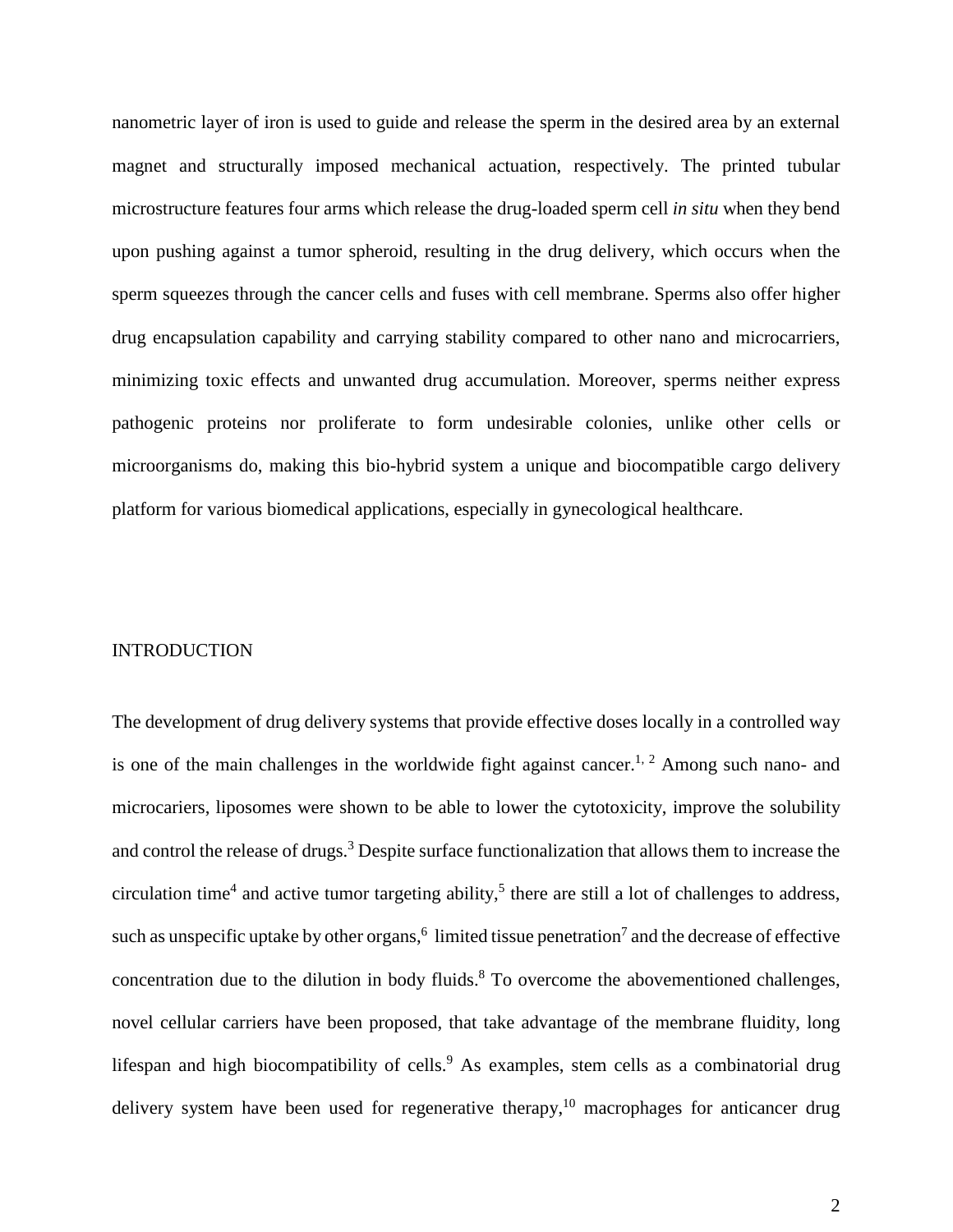nanometric layer of iron is used to guide and release the sperm in the desired area by an external magnet and structurally imposed mechanical actuation, respectively. The printed tubular microstructure features four arms which release the drug-loaded sperm cell *in situ* when they bend upon pushing against a tumor spheroid, resulting in the drug delivery, which occurs when the sperm squeezes through the cancer cells and fuses with cell membrane. Sperms also offer higher drug encapsulation capability and carrying stability compared to other nano and microcarriers, minimizing toxic effects and unwanted drug accumulation. Moreover, sperms neither express pathogenic proteins nor proliferate to form undesirable colonies, unlike other cells or microorganisms do, making this bio-hybrid system a unique and biocompatible cargo delivery platform for various biomedical applications, especially in gynecological healthcare.

## INTRODUCTION

The development of drug delivery systems that provide effective doses locally in a controlled way is one of the main challenges in the worldwide fight against cancer.[1, 2] Among such nano- and microcariers, liposomes were shown to be able to lower the cytotoxicity, improve the solubility and control the release of drugs.[3] Despite surface functionalization that allows them to increase the circulation time[4] and active tumor targeting ability,[5] there are still a lot of challenges to address, such as unspecific uptake by other organs,[6] limited tissue penetration[7] and the decrease of effective concentration due to the dilution in body fluids.[8] To overcome the abovementioned challenges, novel cellular carriers have been proposed, that take advantage of the membrane fluidity, long lifespan and high biocompatibility of cells.[9] As examples, stem cells as a combinatorial drug delivery system have been used for regenerative therapy,[10] macrophages for anticancer drug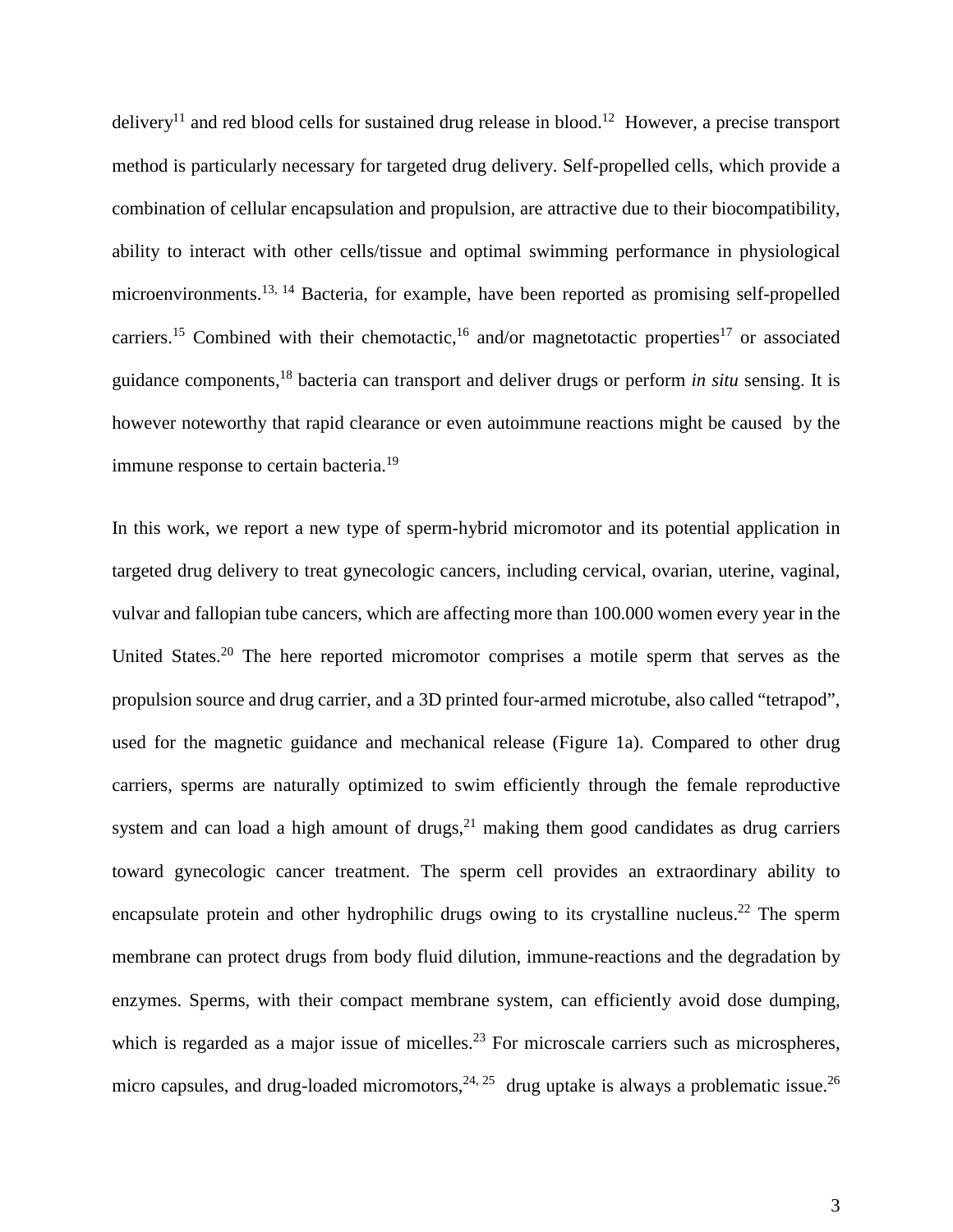delivery[11] and red blood cells for sustained drug release in blood.[12] However, a precise transport method is particularly necessary for targeted drug delivery. Self-propelled cells, which provide a combination of cellular encapsulation and propulsion, are attractive due to their biocompatibility, ability to interact with other cells/tissue and optimal swimming performance in physiological microenvironments.[13, 14] Bacteria, for example, have been reported as promising self-propelled carriers.[15] Combined with their chemotactic,[16] and/or magnetotactic properties[17] or associated guidance components,[18] bacteria can transport and deliver drugs or perform *in situ* sensing. It is however noteworthy that rapid clearance or even autoimmune reactions might be caused by the immune response to certain bacteria.[19]

In this work, we report a new type of sperm-hybrid micromotor and its potential application in targeted drug delivery to treat gynecologic cancers, including cervical, ovarian, uterine, vaginal, vulvar and fallopian tube cancers, which are affecting more than 100.000 women every year in the United States.[20] The here reported micromotor comprises a motile sperm that serves as the propulsion source and drug carrier, and a 3D printed four-armed microtube, also called "tetrapod", used for the magnetic guidance and mechanical release (Figure 1a). Compared to other drug carriers, sperms are naturally optimized to swim efficiently through the female reproductive system and can load a high amount of drugs,[21] making them good candidates as drug carriers toward gynecologic cancer treatment. The sperm cell provides an extraordinary ability to encapsulate protein and other hydrophilic drugs owing to its crystalline nucleus.[22] The sperm membrane can protect drugs from body fluid dilution, immune-reactions and the degradation by enzymes. Sperms, with their compact membrane system, can efficiently avoid dose dumping, which is regarded as a major issue of micelles.[23] For microscale carriers such as microspheres, micro capsules, and drug-loaded micromotors,[24, 25] drug uptake is always a problematic issue.[26]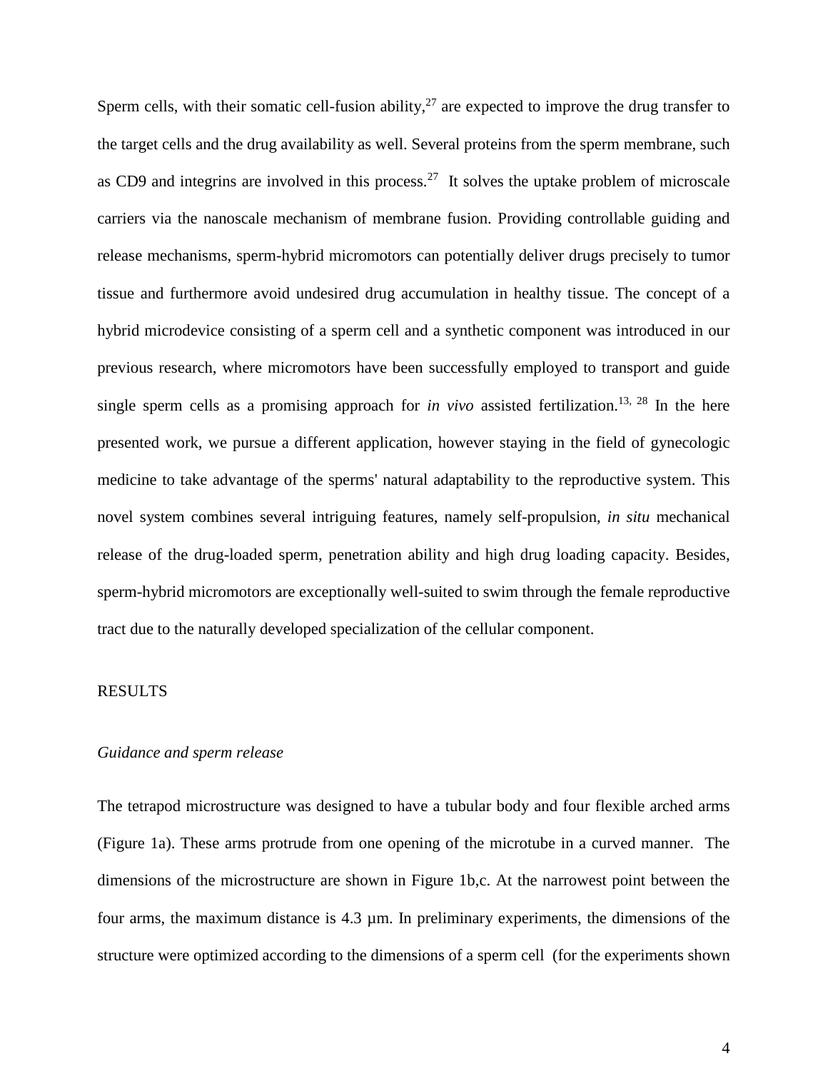Sperm cells, with their somatic cell-fusion ability,[27] are expected to improve the drug transfer to the target cells and the drug availability as well. Several proteins from the sperm membrane, such as CD9 and integrins are involved in this process.[27] It solves the uptake problem of microscale carriers via the nanoscale mechanism of membrane fusion. Providing controllable guiding and release mechanisms, sperm-hybrid micromotors can potentially deliver drugs precisely to tumor tissue and furthermore avoid undesired drug accumulation in healthy tissue. The concept of a hybrid microdevice consisting of a sperm cell and a synthetic component was introduced in our previous research, where micromotors have been successfully employed to transport and guide single sperm cells as a promising approach for *in vivo* assisted fertilization.[13, 28] In the here presented work, we pursue a different application, however staying in the field of gynecologic medicine to take advantage of the sperms' natural adaptability to the reproductive system. This novel system combines several intriguing features, namely self-propulsion, *in situ* mechanical release of the drug-loaded sperm, penetration ability and high drug loading capacity. Besides, sperm-hybrid micromotors are exceptionally well-suited to swim through the female reproductive tract due to the naturally developed specialization of the cellular component.

## RESULTS

### *Guidance and sperm release*

The tetrapod microstructure was designed to have a tubular body and four flexible arched arms (Figure 1a). These arms protrude from one opening of the microtube in a curved manner. The dimensions of the microstructure are shown in Figure 1b,c. At the narrowest point between the four arms, the maximum distance is 4.3 µm. In preliminary experiments, the dimensions of the structure were optimized according to the dimensions of a sperm cell (for the experiments shown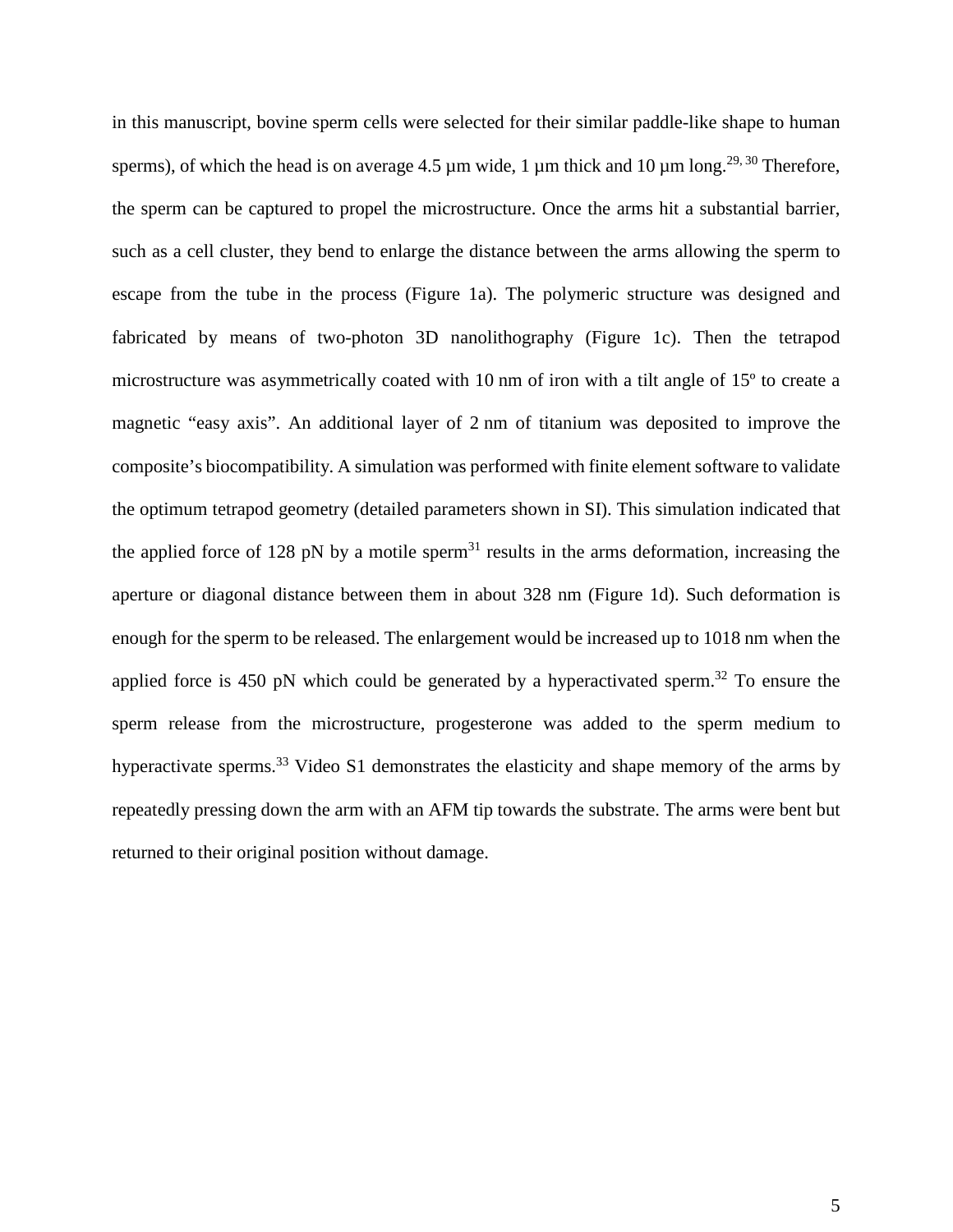in this manuscript, bovine sperm cells were selected for their similar paddle-like shape to human sperms), of which the head is on average 4.5 µm wide, 1 µm thick and 10 µm long.[29, 30] Therefore, the sperm can be captured to propel the microstructure. Once the arms hit a substantial barrier, such as a cell cluster, they bend to enlarge the distance between the arms allowing the sperm to escape from the tube in the process (Figure 1a). The polymeric structure was designed and fabricated by means of two-photon 3D nanolithography (Figure 1c). Then the tetrapod microstructure was asymmetrically coated with 10 nm of iron with a tilt angle of 15º to create a magnetic "easy axis". An additional layer of 2 nm of titanium was deposited to improve the composite's biocompatibility. A simulation was performed with finite element software to validate the optimum tetrapod geometry (detailed parameters shown in SI). This simulation indicated that the applied force of 128 pN by a motile sperm[31] results in the arms deformation, increasing the aperture or diagonal distance between them in about 328 nm (Figure 1d). Such deformation is enough for the sperm to be released. The enlargement would be increased up to 1018 nm when the applied force is 450 pN which could be generated by a hyperactivated sperm.[32] To ensure the sperm release from the microstructure, progesterone was added to the sperm medium to hyperactivate sperms.[33] Video S1 demonstrates the elasticity and shape memory of the arms by repeatedly pressing down the arm with an AFM tip towards the substrate. The arms were bent but returned to their original position without damage.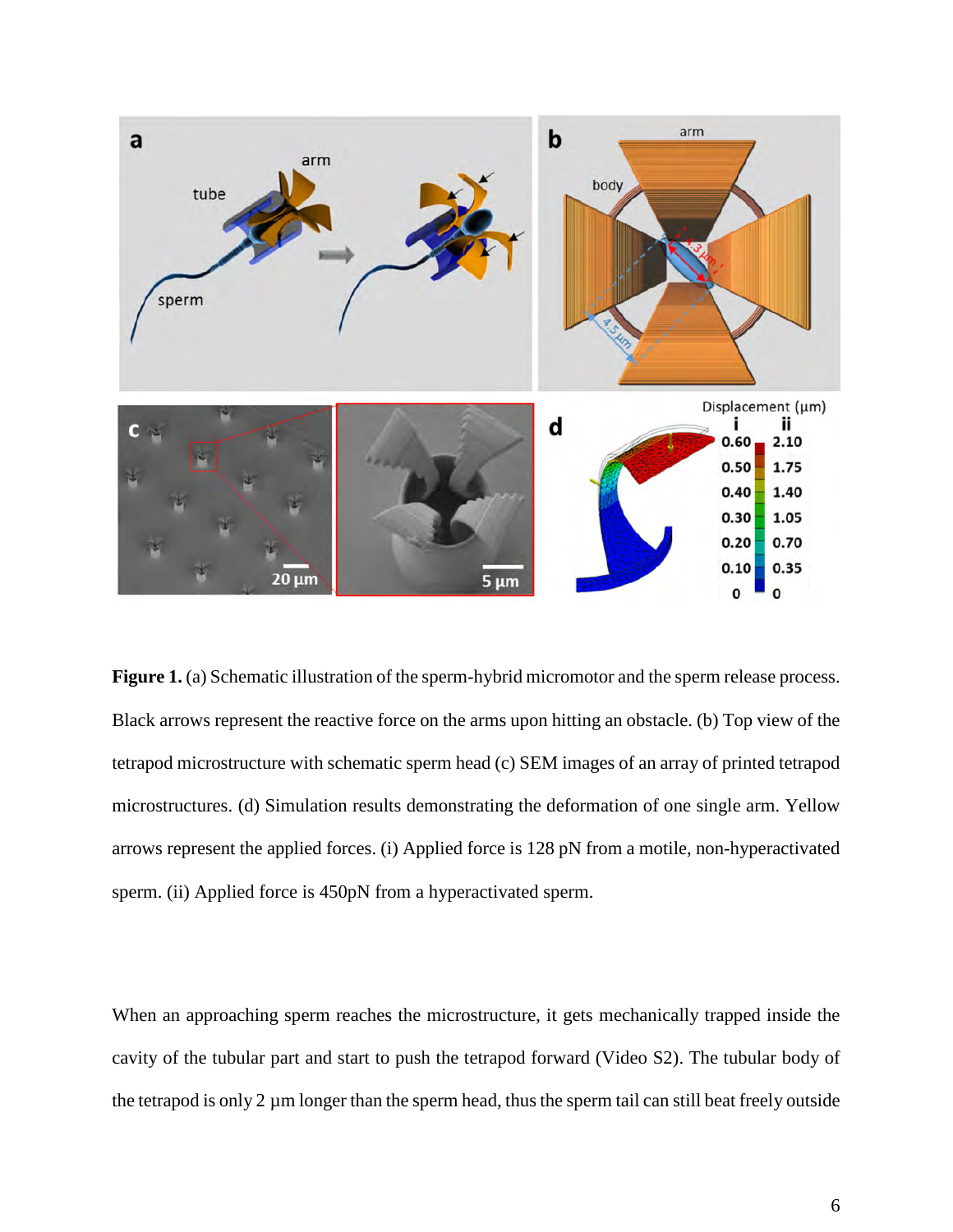a

arm

tube

sperm

b

arm

body

4.5 μm

c

20 μm

5 μm

d

Displacement (μm)

i ii

0.60 2.10

0.50 1.75

0.40 1.40

0.30 1.05

0.20 0.70

0.10 0.35

0 0

**Figure 1.** (a) Schematic illustration of the sperm-hybrid micromotor and the sperm release process. Black arrows represent the reactive force on the arms upon hitting an obstacle. (b) Top view of the tetrapod microstructure with schematic sperm head (c) SEM images of an array of printed tetrapod microstructures. (d) Simulation results demonstrating the deformation of one single arm. Yellow arrows represent the applied forces. (i) Applied force is 128 pN from a motile, non-hyperactivated sperm. (ii) Applied force is 450pN from a hyperactivated sperm.

When an approaching sperm reaches the microstructure, it gets mechanically trapped inside the cavity of the tubular part and start to push the tetrapod forward (Video S2). The tubular body of the tetrapod is only 2 μm longer than the sperm head, thus the sperm tail can still beat freely outside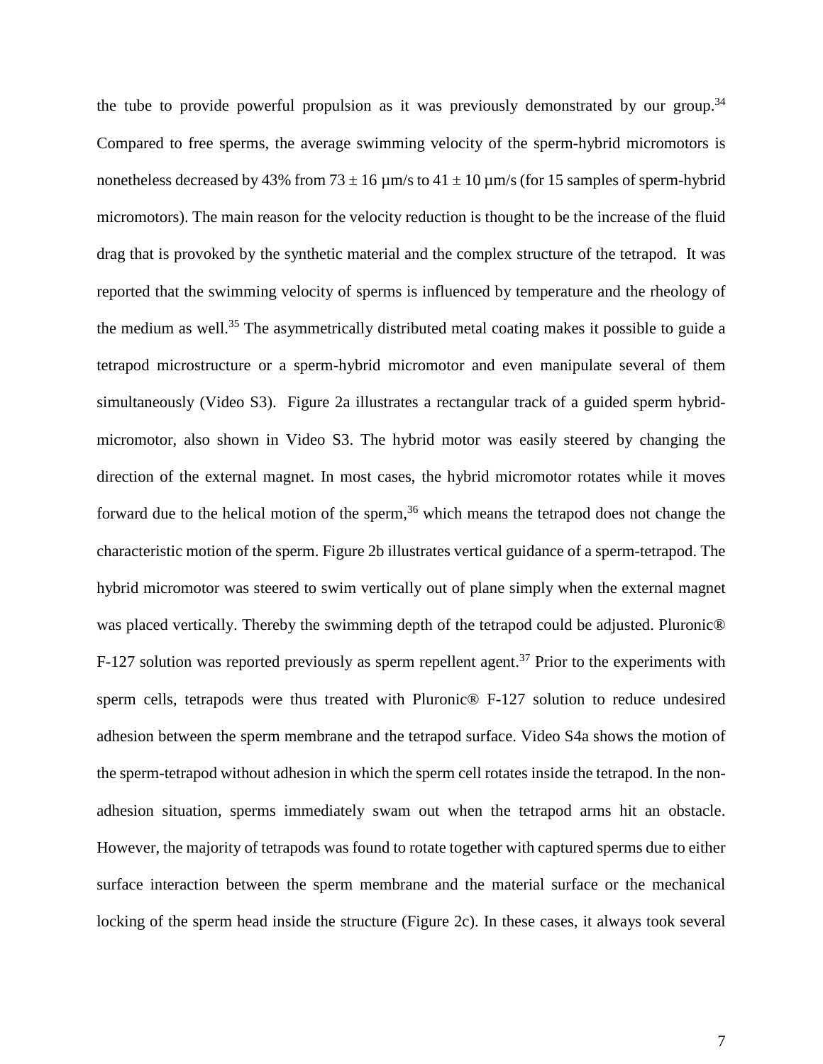the tube to provide powerful propulsion as it was previously demonstrated by our group.[34] Compared to free sperms, the average swimming velocity of the sperm-hybrid micromotors is nonetheless decreased by 43% from $73 \pm 16$ µm/s to $41 \pm 10$ µm/s (for 15 samples of sperm-hybrid micromotors). The main reason for the velocity reduction is thought to be the increase of the fluid drag that is provoked by the synthetic material and the complex structure of the tetrapod. It was reported that the swimming velocity of sperms is influenced by temperature and the rheology of the medium as well.[35] The asymmetrically distributed metal coating makes it possible to guide a tetrapod microstructure or a sperm-hybrid micromotor and even manipulate several of them simultaneously (Video S3). Figure 2a illustrates a rectangular track of a guided sperm hybrid-micromotor, also shown in Video S3. The hybrid motor was easily steered by changing the direction of the external magnet. In most cases, the hybrid micromotor rotates while it moves forward due to the helical motion of the sperm,[36] which means the tetrapod does not change the characteristic motion of the sperm. Figure 2b illustrates vertical guidance of a sperm-tetrapod. The hybrid micromotor was steered to swim vertically out of plane simply when the external magnet was placed vertically. Thereby the swimming depth of the tetrapod could be adjusted. Pluronic® F-127 solution was reported previously as sperm repellent agent.[37] Prior to the experiments with sperm cells, tetrapods were thus treated with Pluronic® F-127 solution to reduce undesired adhesion between the sperm membrane and the tetrapod surface. Video S4a shows the motion of the sperm-tetrapod without adhesion in which the sperm cell rotates inside the tetrapod. In the non-adhesion situation, sperms immediately swam out when the tetrapod arms hit an obstacle. However, the majority of tetrapods was found to rotate together with captured sperms due to either surface interaction between the sperm membrane and the material surface or the mechanical locking of the sperm head inside the structure (Figure 2c). In these cases, it always took several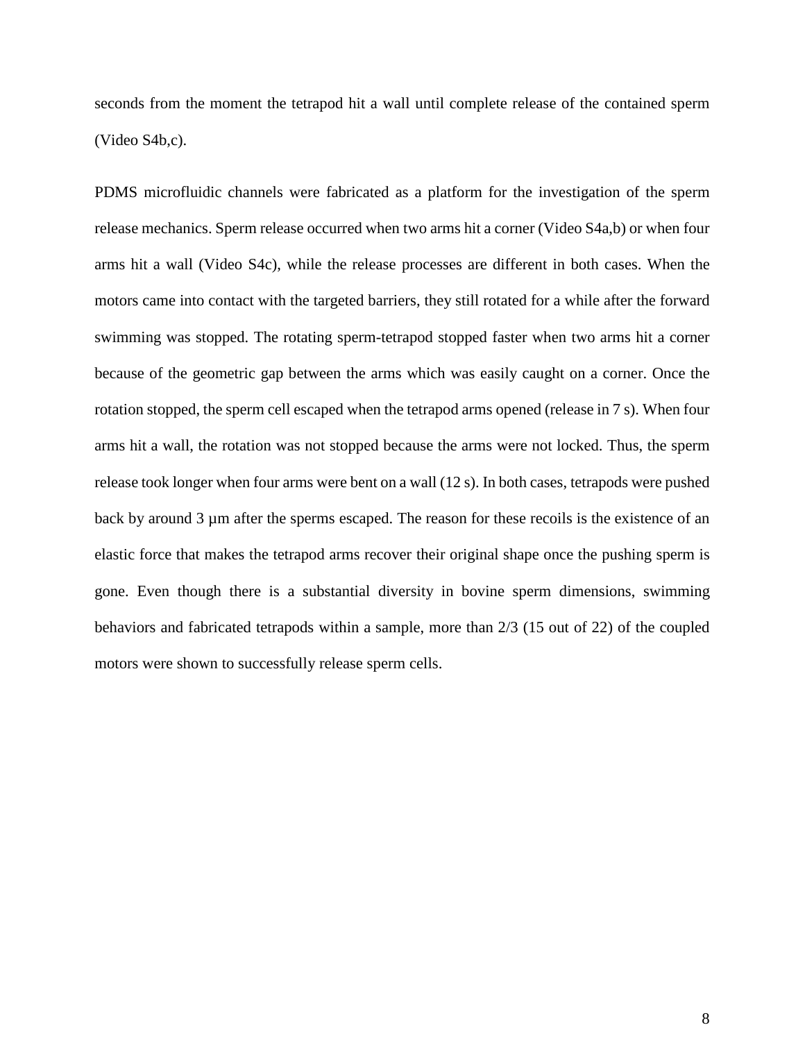seconds from the moment the tetrapod hit a wall until complete release of the contained sperm (Video S4b,c).

PDMS microfluidic channels were fabricated as a platform for the investigation of the sperm release mechanics. Sperm release occurred when two arms hit a corner (Video S4a,b) or when four arms hit a wall (Video S4c), while the release processes are different in both cases. When the motors came into contact with the targeted barriers, they still rotated for a while after the forward swimming was stopped. The rotating sperm-tetrapod stopped faster when two arms hit a corner because of the geometric gap between the arms which was easily caught on a corner. Once the rotation stopped, the sperm cell escaped when the tetrapod arms opened (release in 7 s). When four arms hit a wall, the rotation was not stopped because the arms were not locked. Thus, the sperm release took longer when four arms were bent on a wall (12 s). In both cases, tetrapods were pushed back by around 3 µm after the sperms escaped. The reason for these recoils is the existence of an elastic force that makes the tetrapod arms recover their original shape once the pushing sperm is gone. Even though there is a substantial diversity in bovine sperm dimensions, swimming behaviors and fabricated tetrapods within a sample, more than 2/3 (15 out of 22) of the coupled motors were shown to successfully release sperm cells.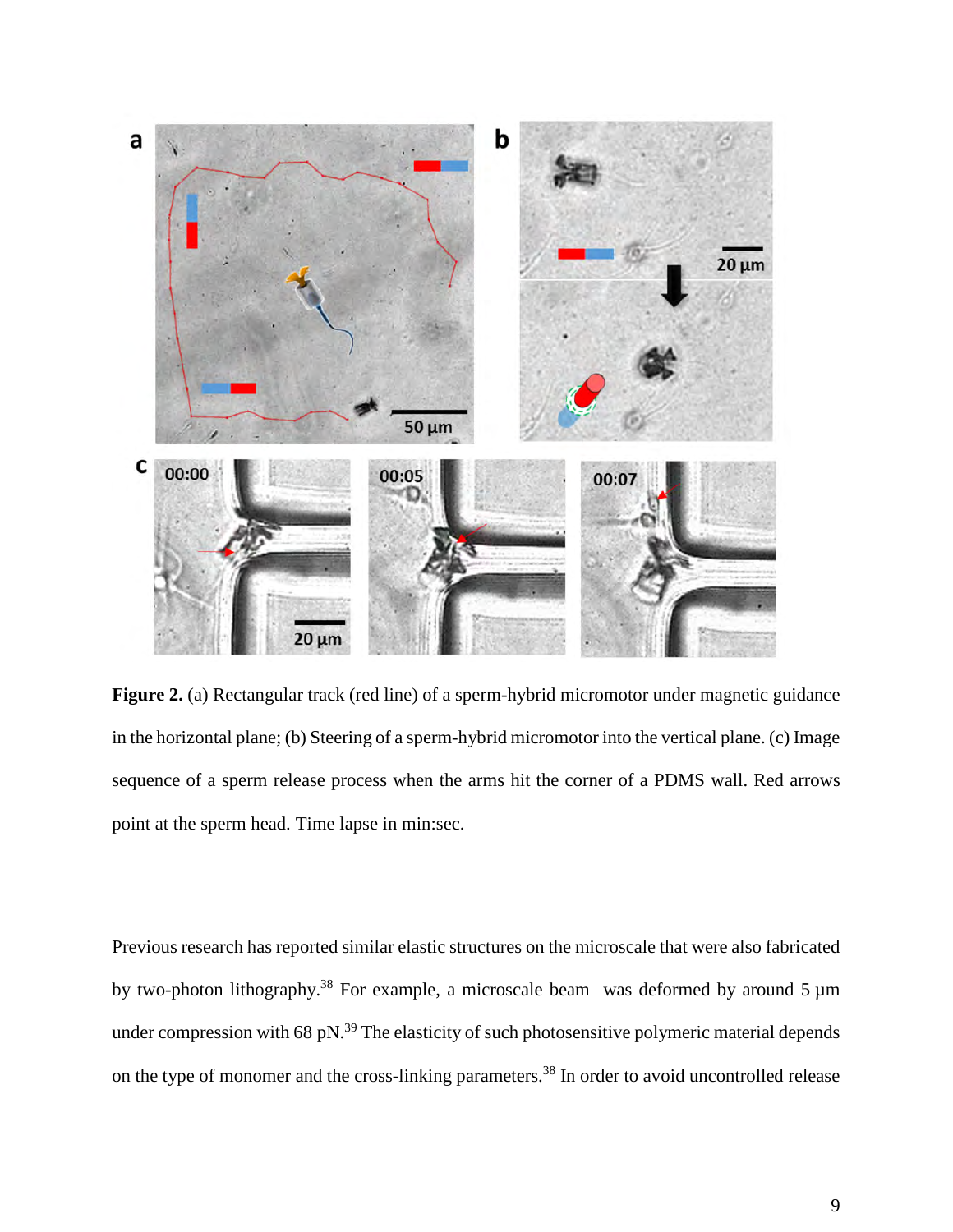a

50 µm

b

20 µm

c

00:00

20 µm

00:05

00:07

**Figure 2.** (a) Rectangular track (red line) of a sperm-hybrid micromotor under magnetic guidance in the horizontal plane; (b) Steering of a sperm-hybrid micromotor into the vertical plane. (c) Image sequence of a sperm release process when the arms hit the corner of a PDMS wall. Red arrows point at the sperm head. Time lapse in min:sec.

Previous research has reported similar elastic structures on the microscale that were also fabricated by two-photon lithography.[38] For example, a microscale beam was deformed by around 5 µm under compression with 68 pN.[39] The elasticity of such photosensitive polymeric material depends on the type of monomer and the cross-linking parameters.[38] In order to avoid uncontrolled release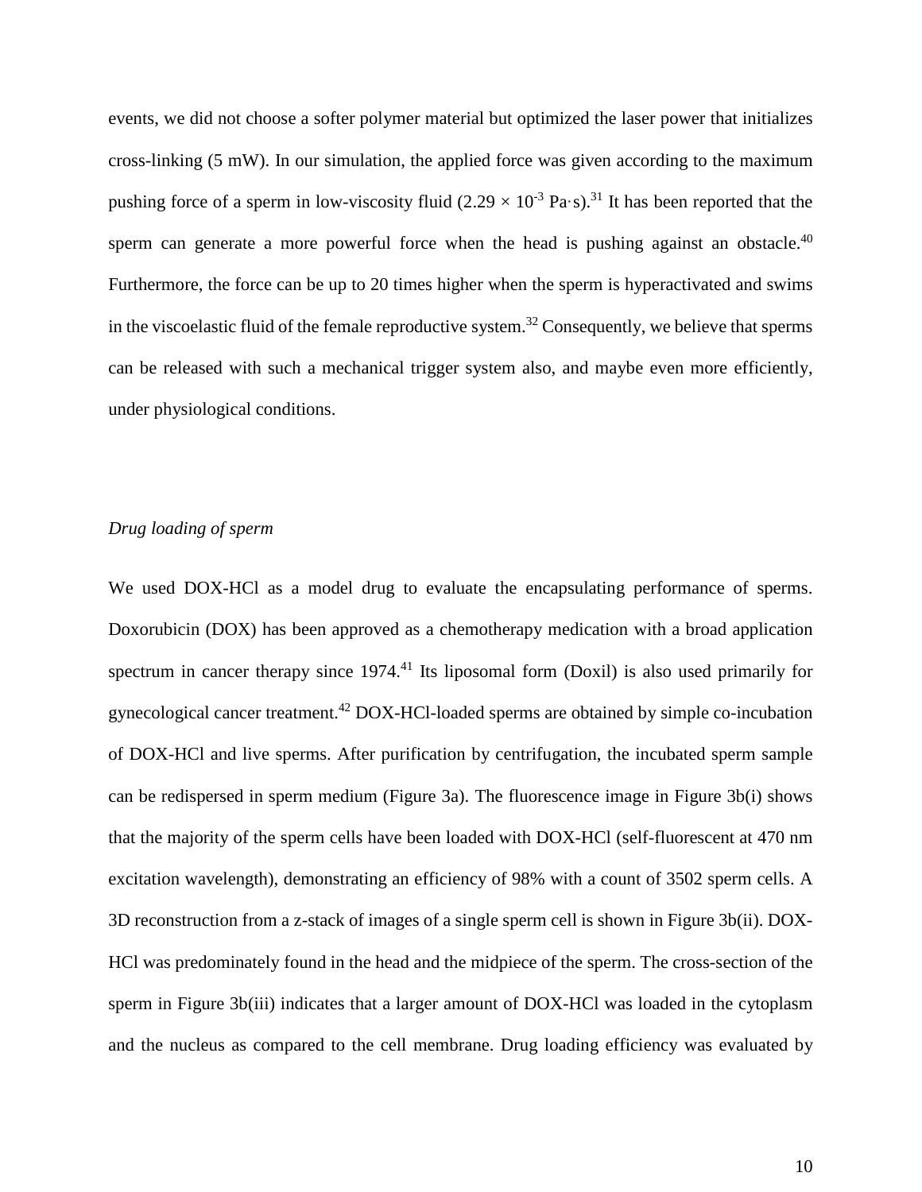events, we did not choose a softer polymer material but optimized the laser power that initializes cross-linking (5 mW). In our simulation, the applied force was given according to the maximum pushing force of a sperm in low-viscosity fluid ($2.29 \times 10^{-3}$ Pa·s).[31] It has been reported that the sperm can generate a more powerful force when the head is pushing against an obstacle.[40] Furthermore, the force can be up to 20 times higher when the sperm is hyperactivated and swims in the viscoelastic fluid of the female reproductive system.[32] Consequently, we believe that sperms can be released with such a mechanical trigger system also, and maybe even more efficiently, under physiological conditions.

*Drug loading of sperm*

We used DOX-HCl as a model drug to evaluate the encapsulating performance of sperms. Doxorubicin (DOX) has been approved as a chemotherapy medication with a broad application spectrum in cancer therapy since 1974.[41] Its liposomal form (Doxil) is also used primarily for gynecological cancer treatment.[42] DOX-HCl-loaded sperms are obtained by simple co-incubation of DOX-HCl and live sperms. After purification by centrifugation, the incubated sperm sample can be redispersed in sperm medium (Figure 3a). The fluorescence image in Figure 3b(i) shows that the majority of the sperm cells have been loaded with DOX-HCl (self-fluorescent at 470 nm excitation wavelength), demonstrating an efficiency of 98% with a count of 3502 sperm cells. A 3D reconstruction from a z-stack of images of a single sperm cell is shown in Figure 3b(ii). DOX-HCl was predominately found in the head and the midpiece of the sperm. The cross-section of the sperm in Figure 3b(iii) indicates that a larger amount of DOX-HCl was loaded in the cytoplasm and the nucleus as compared to the cell membrane. Drug loading efficiency was evaluated by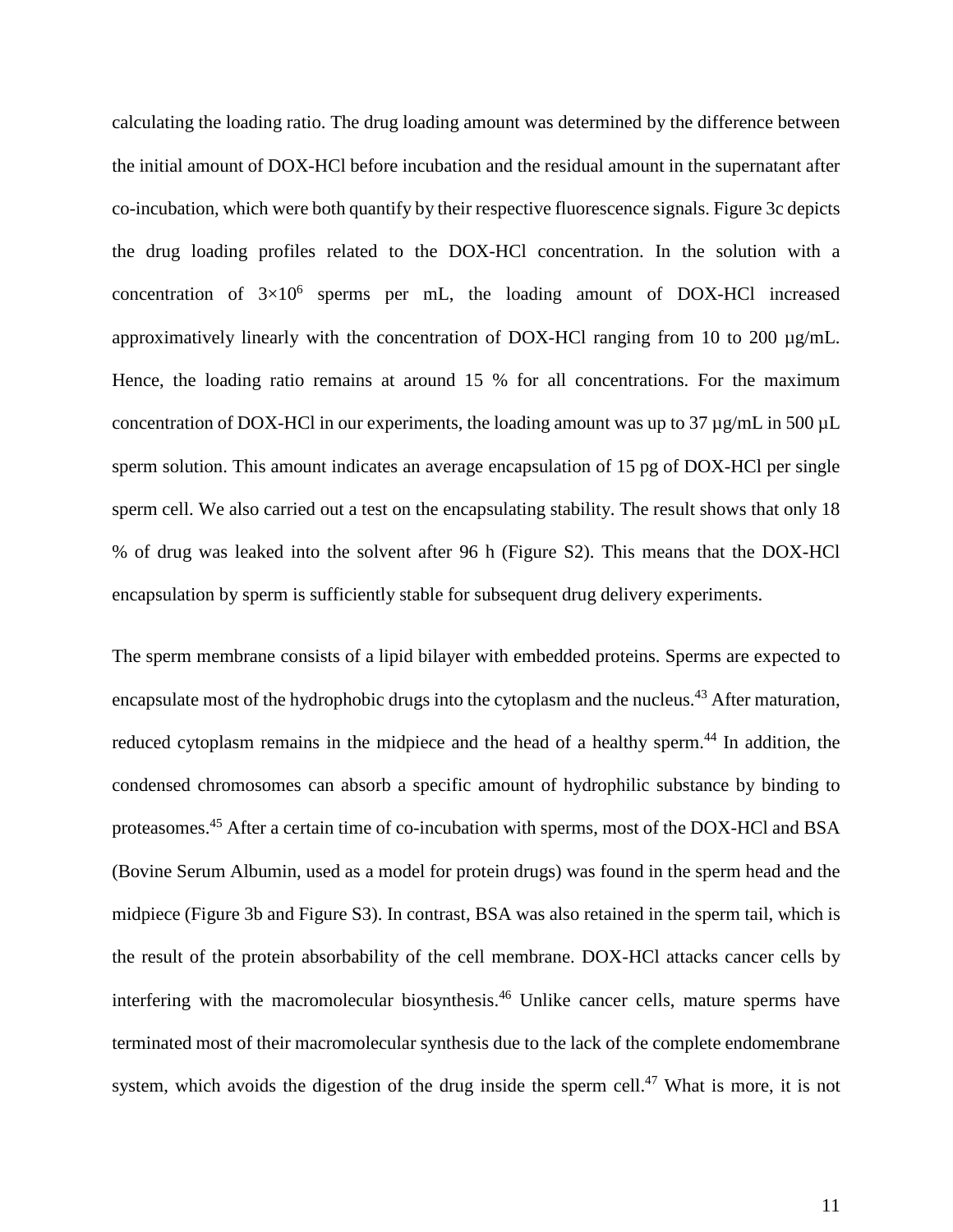calculating the loading ratio. The drug loading amount was determined by the difference between the initial amount of DOX-HCl before incubation and the residual amount in the supernatant after co-incubation, which were both quantify by their respective fluorescence signals. Figure 3c depicts the drug loading profiles related to the DOX-HCl concentration. In the solution with a concentration of $3\times10^6$ sperms per mL, the loading amount of DOX-HCl increased approximatively linearly with the concentration of DOX-HCl ranging from 10 to 200 µg/mL. Hence, the loading ratio remains at around 15 % for all concentrations. For the maximum concentration of DOX-HCl in our experiments, the loading amount was up to 37 µg/mL in 500 µL sperm solution. This amount indicates an average encapsulation of 15 pg of DOX-HCl per single sperm cell. We also carried out a test on the encapsulating stability. The result shows that only 18 % of drug was leaked into the solvent after 96 h (Figure S2). This means that the DOX-HCl encapsulation by sperm is sufficiently stable for subsequent drug delivery experiments.

The sperm membrane consists of a lipid bilayer with embedded proteins. Sperms are expected to encapsulate most of the hydrophobic drugs into the cytoplasm and the nucleus.[43] After maturation, reduced cytoplasm remains in the midpiece and the head of a healthy sperm.[44] In addition, the condensed chromosomes can absorb a specific amount of hydrophilic substance by binding to proteasomes.[45] After a certain time of co-incubation with sperms, most of the DOX-HCl and BSA (Bovine Serum Albumin, used as a model for protein drugs) was found in the sperm head and the midpiece (Figure 3b and Figure S3). In contrast, BSA was also retained in the sperm tail, which is the result of the protein absorbability of the cell membrane. DOX-HCl attacks cancer cells by interfering with the macromolecular biosynthesis.[46] Unlike cancer cells, mature sperms have terminated most of their macromolecular synthesis due to the lack of the complete endomembrane system, which avoids the digestion of the drug inside the sperm cell.[47] What is more, it is not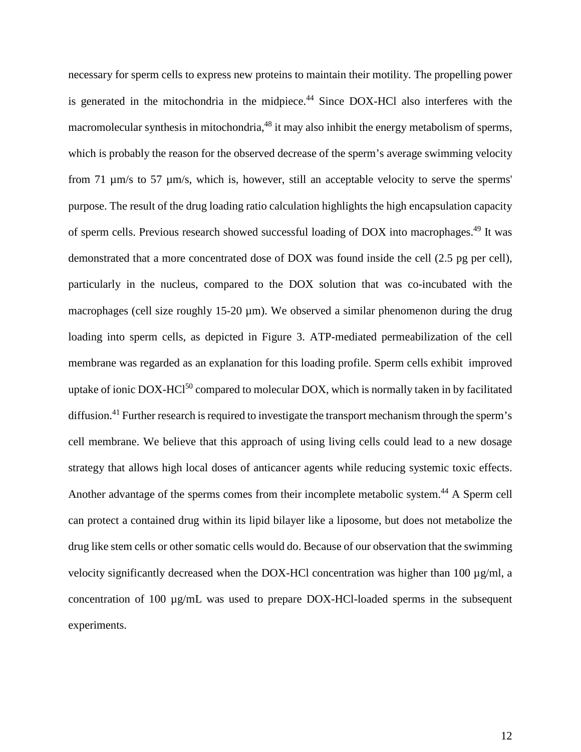necessary for sperm cells to express new proteins to maintain their motility. The propelling power is generated in the mitochondria in the midpiece.[44] Since DOX-HCl also interferes with the macromolecular synthesis in mitochondria,[48] it may also inhibit the energy metabolism of sperms, which is probably the reason for the observed decrease of the sperm's average swimming velocity from 71 µm/s to 57 µm/s, which is, however, still an acceptable velocity to serve the sperms' purpose. The result of the drug loading ratio calculation highlights the high encapsulation capacity of sperm cells. Previous research showed successful loading of DOX into macrophages.[49] It was demonstrated that a more concentrated dose of DOX was found inside the cell (2.5 pg per cell), particularly in the nucleus, compared to the DOX solution that was co-incubated with the macrophages (cell size roughly 15-20 µm). We observed a similar phenomenon during the drug loading into sperm cells, as depicted in Figure 3. ATP-mediated permeabilization of the cell membrane was regarded as an explanation for this loading profile. Sperm cells exhibit improved uptake of ionic DOX-HCl[50] compared to molecular DOX, which is normally taken in by facilitated diffusion.[41] Further research is required to investigate the transport mechanism through the sperm's cell membrane. We believe that this approach of using living cells could lead to a new dosage strategy that allows high local doses of anticancer agents while reducing systemic toxic effects. Another advantage of the sperms comes from their incomplete metabolic system.[44] A Sperm cell can protect a contained drug within its lipid bilayer like a liposome, but does not metabolize the drug like stem cells or other somatic cells would do. Because of our observation that the swimming velocity significantly decreased when the DOX-HCl concentration was higher than 100 µg/ml, a concentration of 100 µg/mL was used to prepare DOX-HCl-loaded sperms in the subsequent experiments.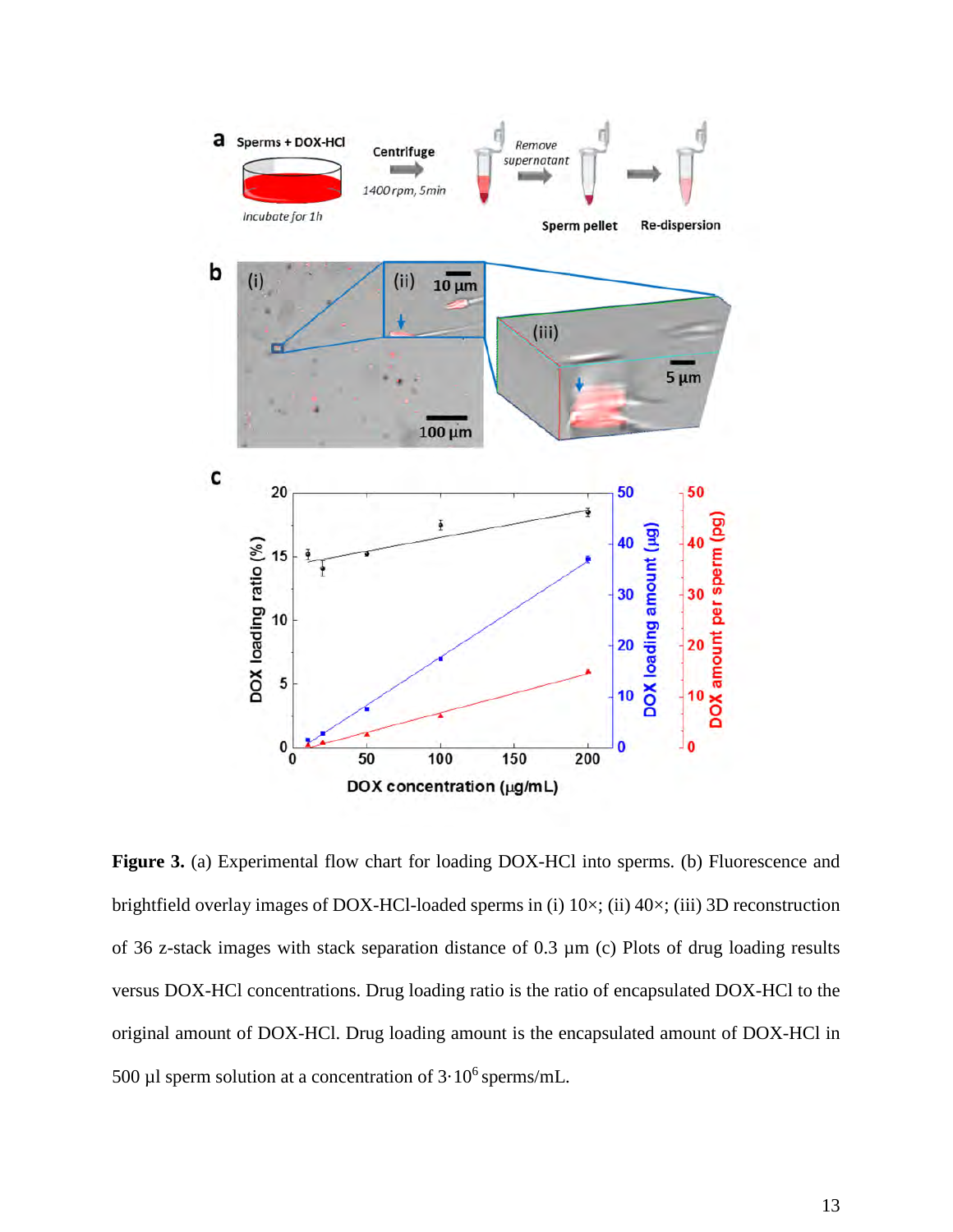**Figure 3.** (a) Experimental flow chart for loading DOX-HCl into sperms. (b) Fluorescence and brightfield overlay images of DOX-HCl-loaded sperms in (i) 10×; (ii) 40×; (iii) 3D reconstruction of 36 z-stack images with stack separation distance of 0.3 μm (c) Plots of drug loading results versus DOX-HCl concentrations. Drug loading ratio is the ratio of encapsulated DOX-HCl to the original amount of DOX-HCl. Drug loading amount is the encapsulated amount of DOX-HCl in 500 μl sperm solution at a concentration of $3 \cdot 10^6$ sperms/mL.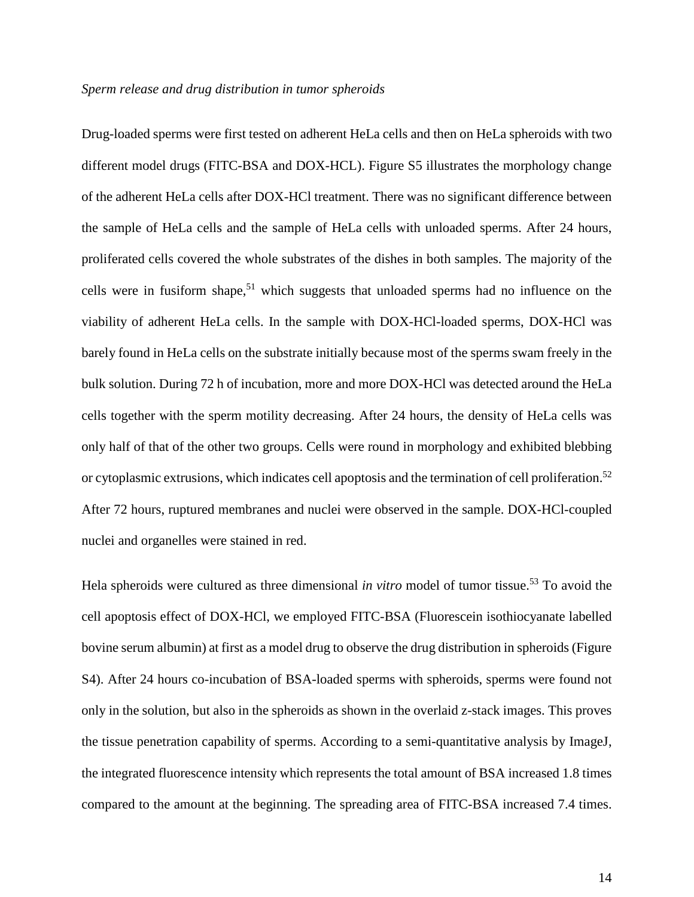*Sperm release and drug distribution in tumor spheroids*

Drug-loaded sperms were first tested on adherent HeLa cells and then on HeLa spheroids with two different model drugs (FITC-BSA and DOX-HCL). Figure S5 illustrates the morphology change of the adherent HeLa cells after DOX-HCl treatment. There was no significant difference between the sample of HeLa cells and the sample of HeLa cells with unloaded sperms. After 24 hours, proliferated cells covered the whole substrates of the dishes in both samples. The majority of the cells were in fusiform shape,[51] which suggests that unloaded sperms had no influence on the viability of adherent HeLa cells. In the sample with DOX-HCl-loaded sperms, DOX-HCl was barely found in HeLa cells on the substrate initially because most of the sperms swam freely in the bulk solution. During 72 h of incubation, more and more DOX-HCl was detected around the HeLa cells together with the sperm motility decreasing. After 24 hours, the density of HeLa cells was only half of that of the other two groups. Cells were round in morphology and exhibited blebbing or cytoplasmic extrusions, which indicates cell apoptosis and the termination of cell proliferation.[52] After 72 hours, ruptured membranes and nuclei were observed in the sample. DOX-HCl-coupled nuclei and organelles were stained in red.

Hela spheroids were cultured as three dimensional *in vitro* model of tumor tissue.[53] To avoid the cell apoptosis effect of DOX-HCl, we employed FITC-BSA (Fluorescein isothiocyanate labelled bovine serum albumin) at first as a model drug to observe the drug distribution in spheroids (Figure S4). After 24 hours co-incubation of BSA-loaded sperms with spheroids, sperms were found not only in the solution, but also in the spheroids as shown in the overlaid z-stack images. This proves the tissue penetration capability of sperms. According to a semi-quantitative analysis by ImageJ, the integrated fluorescence intensity which represents the total amount of BSA increased 1.8 times compared to the amount at the beginning. The spreading area of FITC-BSA increased 7.4 times.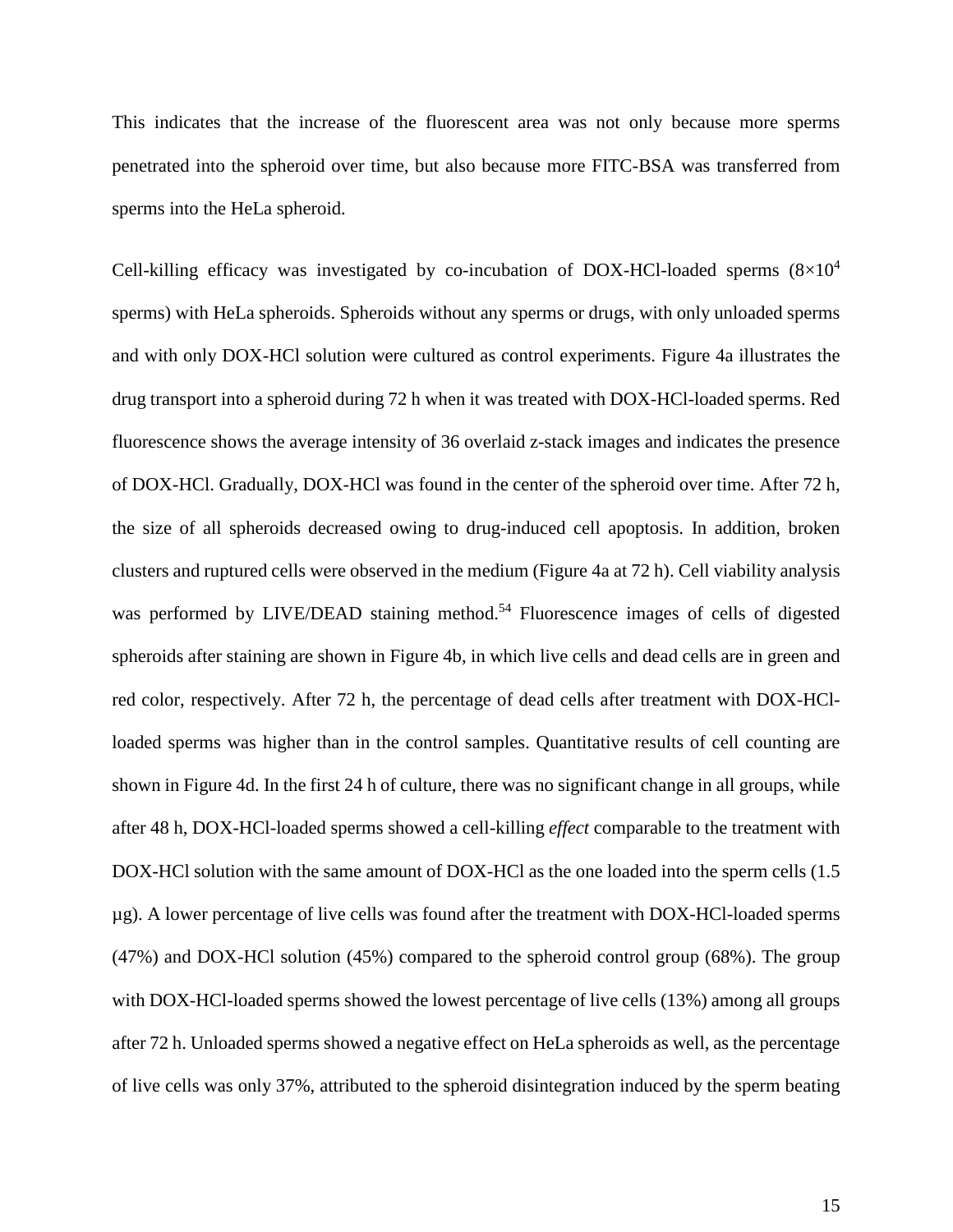This indicates that the increase of the fluorescent area was not only because more sperms penetrated into the spheroid over time, but also because more FITC-BSA was transferred from sperms into the HeLa spheroid.

Cell-killing efficacy was investigated by co-incubation of DOX-HCl-loaded sperms ($8 \times 10^4$ sperms) with HeLa spheroids. Spheroids without any sperms or drugs, with only unloaded sperms and with only DOX-HCl solution were cultured as control experiments. Figure 4a illustrates the drug transport into a spheroid during 72 h when it was treated with DOX-HCl-loaded sperms. Red fluorescence shows the average intensity of 36 overlaid z-stack images and indicates the presence of DOX-HCl. Gradually, DOX-HCl was found in the center of the spheroid over time. After 72 h, the size of all spheroids decreased owing to drug-induced cell apoptosis. In addition, broken clusters and ruptured cells were observed in the medium (Figure 4a at 72 h). Cell viability analysis was performed by LIVE/DEAD staining method.[54] Fluorescence images of cells of digested spheroids after staining are shown in Figure 4b, in which live cells and dead cells are in green and red color, respectively. After 72 h, the percentage of dead cells after treatment with DOX-HCl-loaded sperms was higher than in the control samples. Quantitative results of cell counting are shown in Figure 4d. In the first 24 h of culture, there was no significant change in all groups, while after 48 h, DOX-HCl-loaded sperms showed a cell-killing *effect* comparable to the treatment with DOX-HCl solution with the same amount of DOX-HCl as the one loaded into the sperm cells (1.5 µg). A lower percentage of live cells was found after the treatment with DOX-HCl-loaded sperms (47%) and DOX-HCl solution (45%) compared to the spheroid control group (68%). The group with DOX-HCl-loaded sperms showed the lowest percentage of live cells (13%) among all groups after 72 h. Unloaded sperms showed a negative effect on HeLa spheroids as well, as the percentage of live cells was only 37%, attributed to the spheroid disintegration induced by the sperm beating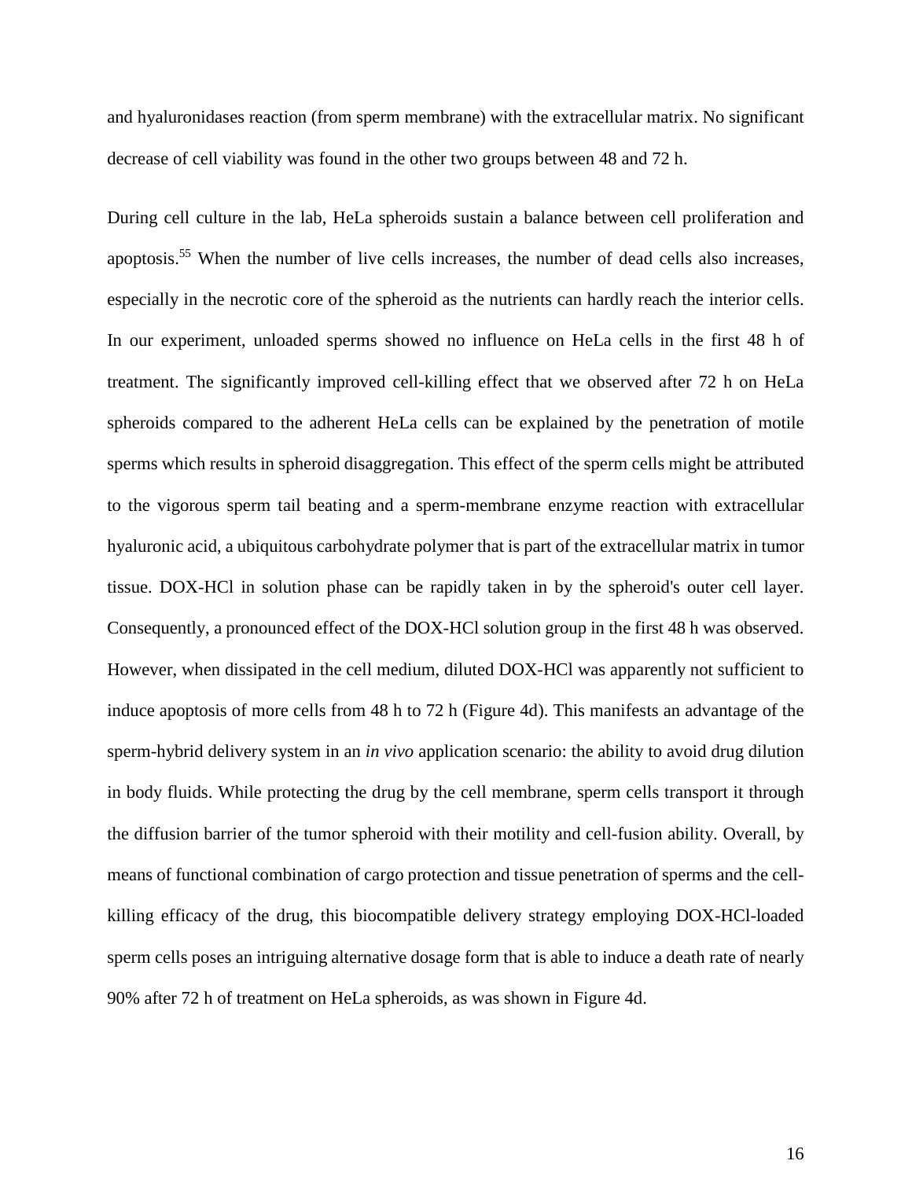and hyaluronidases reaction (from sperm membrane) with the extracellular matrix. No significant decrease of cell viability was found in the other two groups between 48 and 72 h.

During cell culture in the lab, HeLa spheroids sustain a balance between cell proliferation and apoptosis.[55] When the number of live cells increases, the number of dead cells also increases, especially in the necrotic core of the spheroid as the nutrients can hardly reach the interior cells. In our experiment, unloaded sperms showed no influence on HeLa cells in the first 48 h of treatment. The significantly improved cell-killing effect that we observed after 72 h on HeLa spheroids compared to the adherent HeLa cells can be explained by the penetration of motile sperms which results in spheroid disaggregation. This effect of the sperm cells might be attributed to the vigorous sperm tail beating and a sperm-membrane enzyme reaction with extracellular hyaluronic acid, a ubiquitous carbohydrate polymer that is part of the extracellular matrix in tumor tissue. DOX-HCl in solution phase can be rapidly taken in by the spheroid's outer cell layer. Consequently, a pronounced effect of the DOX-HCl solution group in the first 48 h was observed. However, when dissipated in the cell medium, diluted DOX-HCl was apparently not sufficient to induce apoptosis of more cells from 48 h to 72 h (Figure 4d). This manifests an advantage of the sperm-hybrid delivery system in an *in vivo* application scenario: the ability to avoid drug dilution in body fluids. While protecting the drug by the cell membrane, sperm cells transport it through the diffusion barrier of the tumor spheroid with their motility and cell-fusion ability. Overall, by means of functional combination of cargo protection and tissue penetration of sperms and the cell-killing efficacy of the drug, this biocompatible delivery strategy employing DOX-HCl-loaded sperm cells poses an intriguing alternative dosage form that is able to induce a death rate of nearly 90% after 72 h of treatment on HeLa spheroids, as was shown in Figure 4d.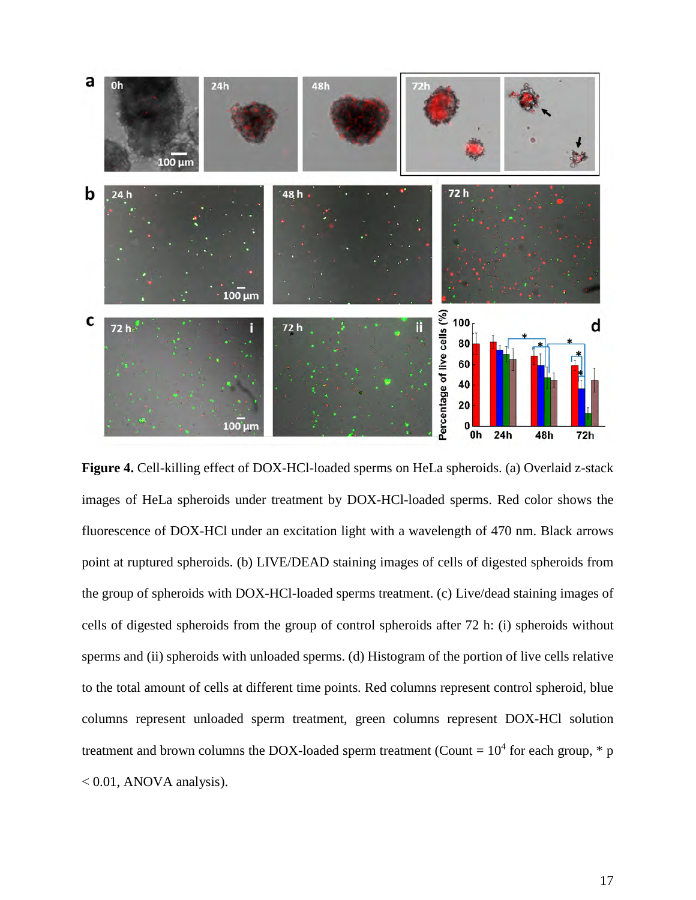a

0h

100 µm

24h

48h

72h

b

24 h

100 µm

48 h

72 h

c

72 h

i

100 µm

72 h

ii

d

Percentage of live cells (%)

100

80

60

40

20

0

0h

24h

48h

72h

*

*

*

*

*

**Figure 4.** Cell-killing effect of DOX-HCl-loaded sperms on HeLa spheroids. (a) Overlaid z-stack images of HeLa spheroids under treatment by DOX-HCl-loaded sperms. Red color shows the fluorescence of DOX-HCl under an excitation light with a wavelength of 470 nm. Black arrows point at ruptured spheroids. (b) LIVE/DEAD staining images of cells of digested spheroids from the group of spheroids with DOX-HCl-loaded sperms treatment. (c) Live/dead staining images of cells of digested spheroids from the group of control spheroids after 72 h: (i) spheroids without sperms and (ii) spheroids with unloaded sperms. (d) Histogram of the portion of live cells relative to the total amount of cells at different time points. Red columns represent control spheroid, blue columns represent unloaded sperm treatment, green columns represent DOX-HCl solution treatment and brown columns the DOX-loaded sperm treatment (Count = $10^4$ for each group, * $p < 0.01$, ANOVA analysis).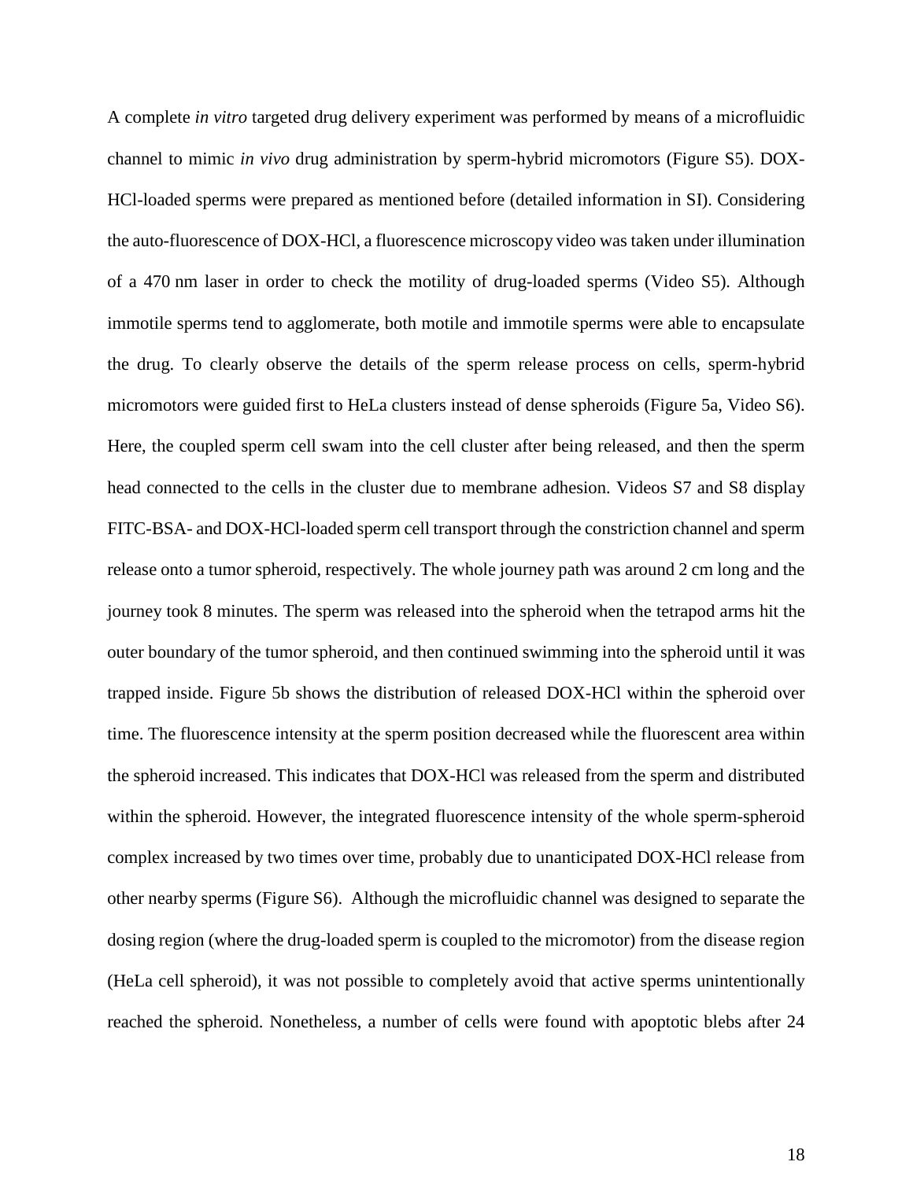A complete *in vitro* targeted drug delivery experiment was performed by means of a microfluidic channel to mimic *in vivo* drug administration by sperm-hybrid micromotors (Figure S5). DOX-HCl-loaded sperms were prepared as mentioned before (detailed information in SI). Considering the auto-fluorescence of DOX-HCl, a fluorescence microscopy video was taken under illumination of a 470 nm laser in order to check the motility of drug-loaded sperms (Video S5). Although immotile sperms tend to agglomerate, both motile and immotile sperms were able to encapsulate the drug. To clearly observe the details of the sperm release process on cells, sperm-hybrid micromotors were guided first to HeLa clusters instead of dense spheroids (Figure 5a, Video S6). Here, the coupled sperm cell swam into the cell cluster after being released, and then the sperm head connected to the cells in the cluster due to membrane adhesion. Videos S7 and S8 display FITC-BSA- and DOX-HCl-loaded sperm cell transport through the constriction channel and sperm release onto a tumor spheroid, respectively. The whole journey path was around 2 cm long and the journey took 8 minutes. The sperm was released into the spheroid when the tetrapod arms hit the outer boundary of the tumor spheroid, and then continued swimming into the spheroid until it was trapped inside. Figure 5b shows the distribution of released DOX-HCl within the spheroid over time. The fluorescence intensity at the sperm position decreased while the fluorescent area within the spheroid increased. This indicates that DOX-HCl was released from the sperm and distributed within the spheroid. However, the integrated fluorescence intensity of the whole sperm-spheroid complex increased by two times over time, probably due to unanticipated DOX-HCl release from other nearby sperms (Figure S6). Although the microfluidic channel was designed to separate the dosing region (where the drug-loaded sperm is coupled to the micromotor) from the disease region (HeLa cell spheroid), it was not possible to completely avoid that active sperms unintentionally reached the spheroid. Nonetheless, a number of cells were found with apoptotic blebs after 24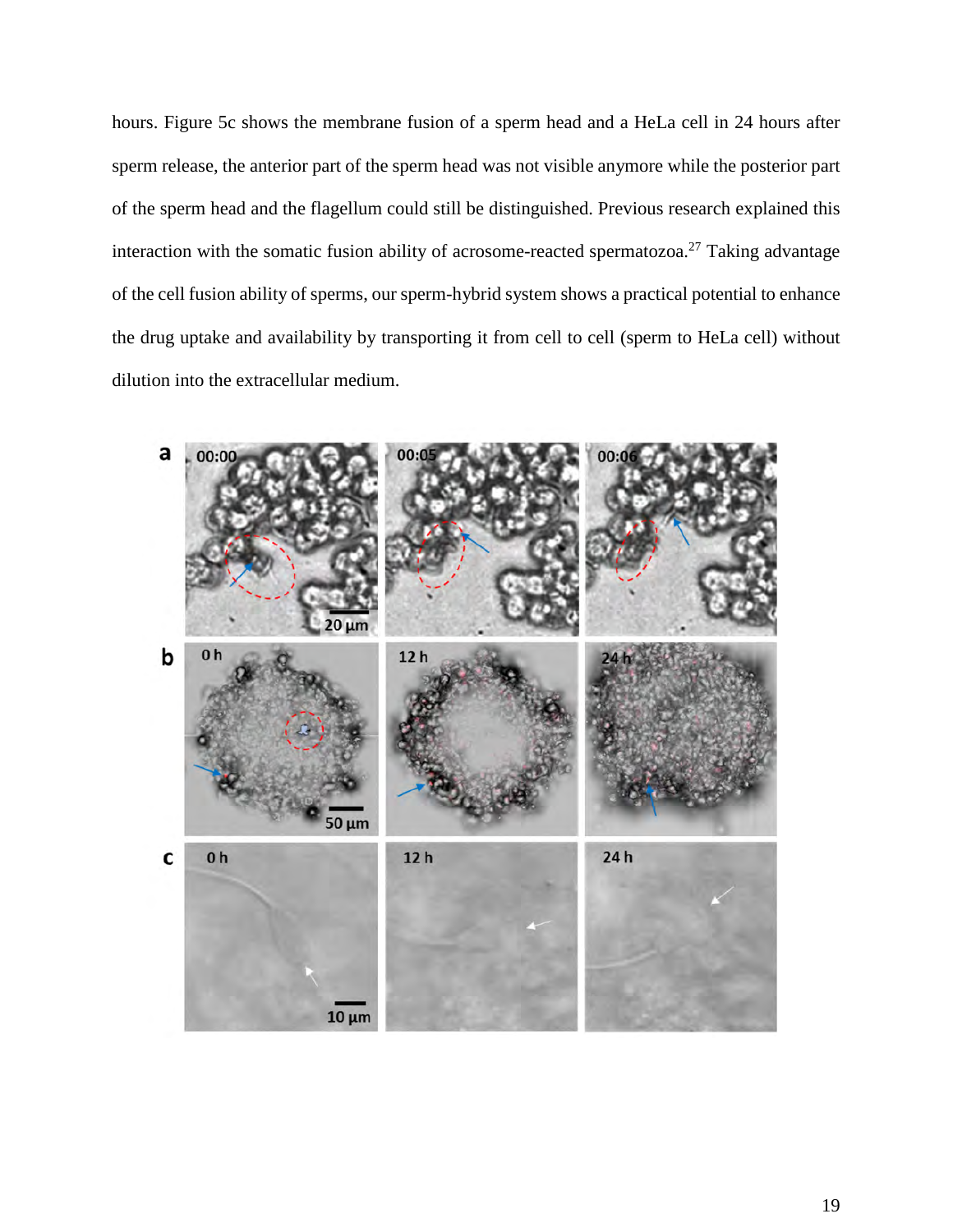hours. Figure 5c shows the membrane fusion of a sperm head and a HeLa cell in 24 hours after sperm release, the anterior part of the sperm head was not visible anymore while the posterior part of the sperm head and the flagellum could still be distinguished. Previous research explained this interaction with the somatic fusion ability of acrosome-reacted spermatozoa.[27] Taking advantage of the cell fusion ability of sperms, our sperm-hybrid system shows a practical potential to enhance the drug uptake and availability by transporting it from cell to cell (sperm to HeLa cell) without dilution into the extracellular medium.

a
00:00
00:05
00:06
20 µm

b
0 h
12 h
24 h
50 µm

c
0 h
12 h
24 h
10 µm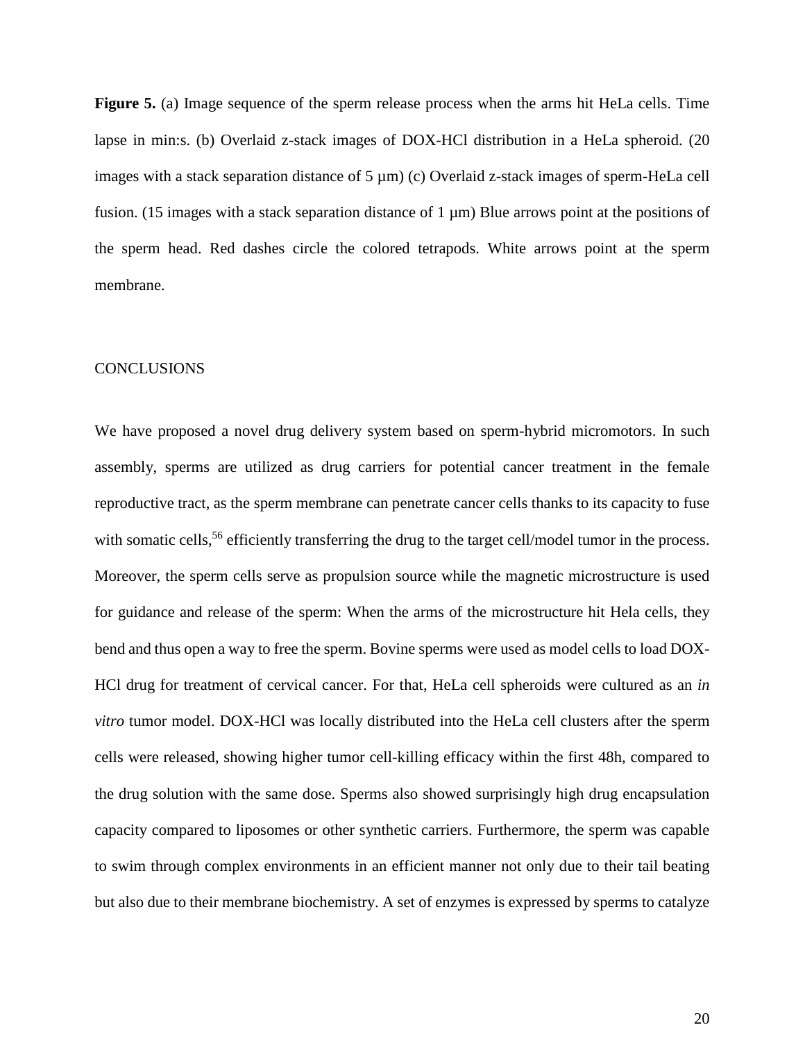**Figure 5.** (a) Image sequence of the sperm release process when the arms hit HeLa cells. Time lapse in min:s. (b) Overlaid z-stack images of DOX-HCl distribution in a HeLa spheroid. (20 images with a stack separation distance of 5 µm) (c) Overlaid z-stack images of sperm-HeLa cell fusion. (15 images with a stack separation distance of 1 µm) Blue arrows point at the positions of the sperm head. Red dashes circle the colored tetrapods. White arrows point at the sperm membrane.

## CONCLUSIONS

We have proposed a novel drug delivery system based on sperm-hybrid micromotors. In such assembly, sperms are utilized as drug carriers for potential cancer treatment in the female reproductive tract, as the sperm membrane can penetrate cancer cells thanks to its capacity to fuse with somatic cells,[56] efficiently transferring the drug to the target cell/model tumor in the process. Moreover, the sperm cells serve as propulsion source while the magnetic microstructure is used for guidance and release of the sperm: When the arms of the microstructure hit Hela cells, they bend and thus open a way to free the sperm. Bovine sperms were used as model cells to load DOX-HCl drug for treatment of cervical cancer. For that, HeLa cell spheroids were cultured as an *in vitro* tumor model. DOX-HCl was locally distributed into the HeLa cell clusters after the sperm cells were released, showing higher tumor cell-killing efficacy within the first 48h, compared to the drug solution with the same dose. Sperms also showed surprisingly high drug encapsulation capacity compared to liposomes or other synthetic carriers. Furthermore, the sperm was capable to swim through complex environments in an efficient manner not only due to their tail beating but also due to their membrane biochemistry. A set of enzymes is expressed by sperms to catalyze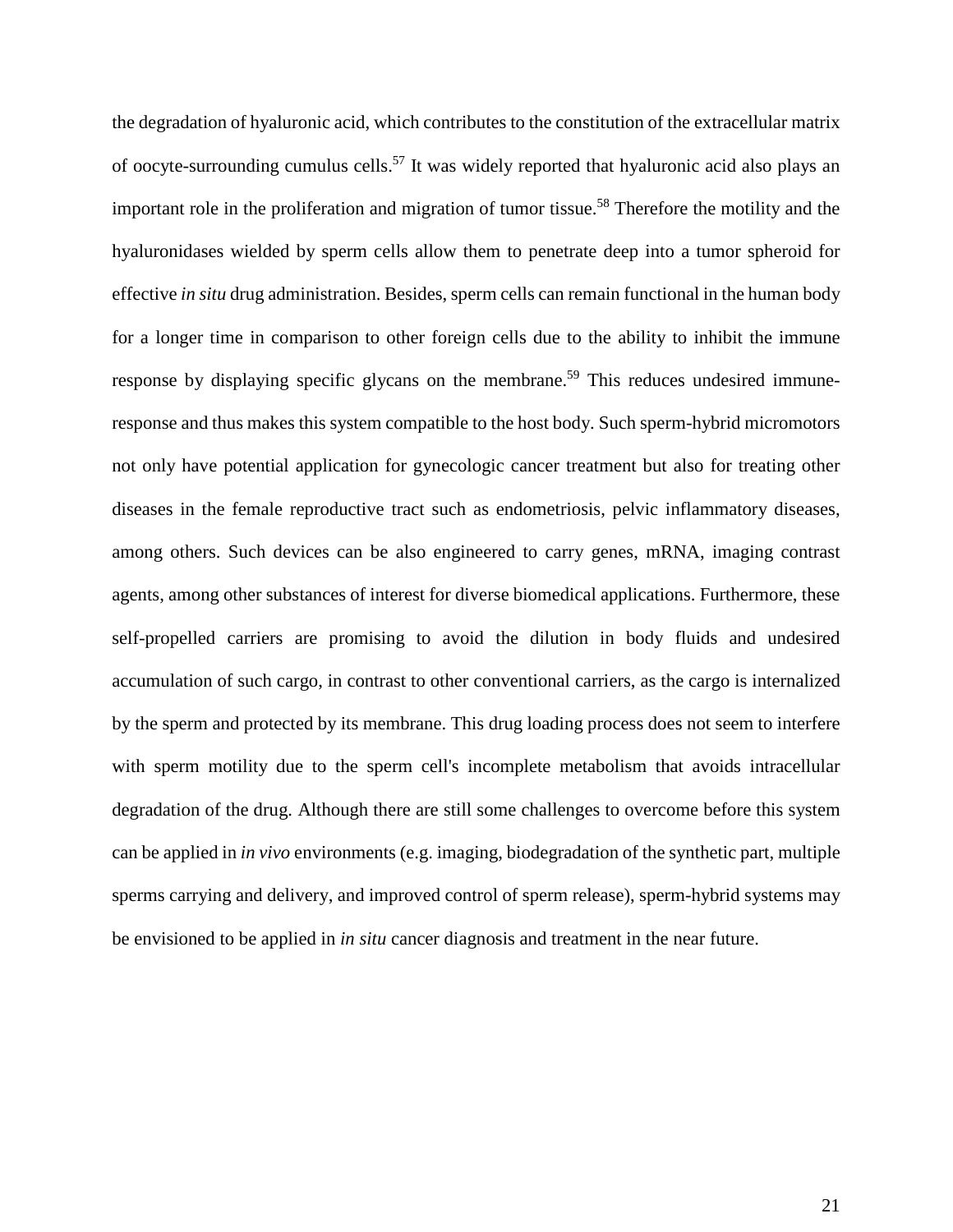the degradation of hyaluronic acid, which contributes to the constitution of the extracellular matrix of oocyte-surrounding cumulus cells.[57] It was widely reported that hyaluronic acid also plays an important role in the proliferation and migration of tumor tissue.[58] Therefore the motility and the hyaluronidases wielded by sperm cells allow them to penetrate deep into a tumor spheroid for effective *in situ* drug administration. Besides, sperm cells can remain functional in the human body for a longer time in comparison to other foreign cells due to the ability to inhibit the immune response by displaying specific glycans on the membrane.[59] This reduces undesired immune-response and thus makes this system compatible to the host body. Such sperm-hybrid micromotors not only have potential application for gynecologic cancer treatment but also for treating other diseases in the female reproductive tract such as endometriosis, pelvic inflammatory diseases, among others. Such devices can be also engineered to carry genes, mRNA, imaging contrast agents, among other substances of interest for diverse biomedical applications. Furthermore, these self-propelled carriers are promising to avoid the dilution in body fluids and undesired accumulation of such cargo, in contrast to other conventional carriers, as the cargo is internalized by the sperm and protected by its membrane. This drug loading process does not seem to interfere with sperm motility due to the sperm cell's incomplete metabolism that avoids intracellular degradation of the drug. Although there are still some challenges to overcome before this system can be applied in *in vivo* environments (e.g. imaging, biodegradation of the synthetic part, multiple sperms carrying and delivery, and improved control of sperm release), sperm-hybrid systems may be envisioned to be applied in *in situ* cancer diagnosis and treatment in the near future.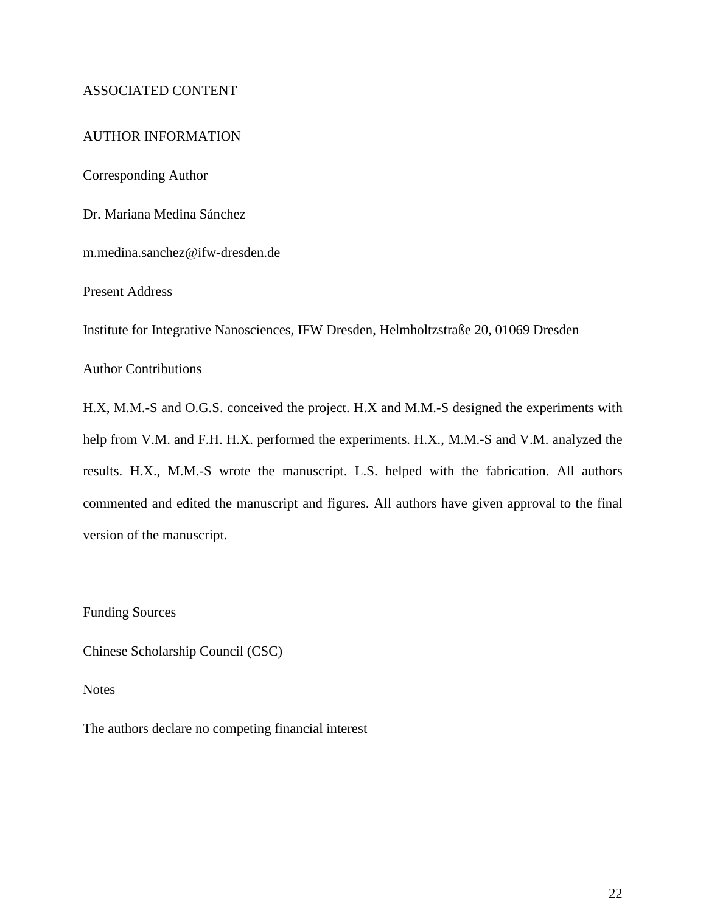## ASSOCIATED CONTENT

## AUTHOR INFORMATION

### Corresponding Author

Dr. Mariana Medina Sánchez

m.medina.sanchez@ifw-dresden.de

### Present Address

Institute for Integrative Nanosciences, IFW Dresden, Helmholtzstraße 20, 01069 Dresden

### Author Contributions

H.X, M.M.-S and O.G.S. conceived the project. H.X and M.M.-S designed the experiments with help from V.M. and F.H. H.X. performed the experiments. H.X., M.M.-S and V.M. analyzed the results. H.X., M.M.-S wrote the manuscript. L.S. helped with the fabrication. All authors commented and edited the manuscript and figures. All authors have given approval to the final version of the manuscript.

### Funding Sources

Chinese Scholarship Council (CSC)

### Notes

The authors declare no competing financial interest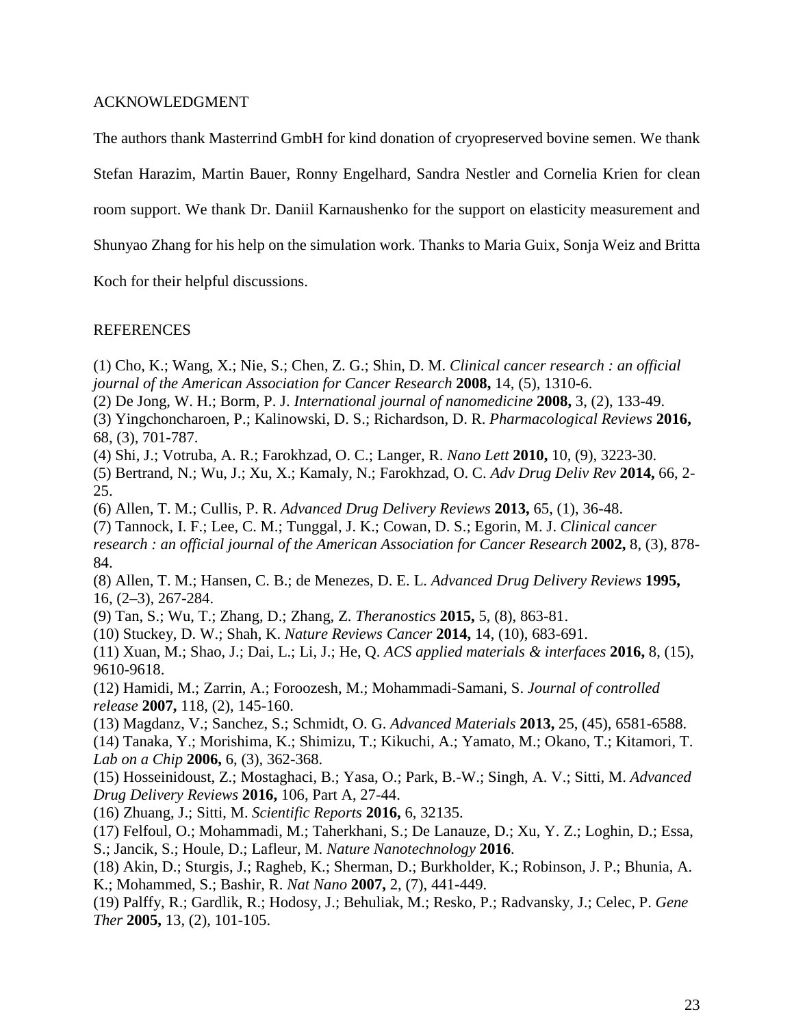## ACKNOWLEDGMENT

The authors thank Masterrind GmbH for kind donation of cryopreserved bovine semen. We thank Stefan Harazim, Martin Bauer, Ronny Engelhard, Sandra Nestler and Cornelia Krien for clean room support. We thank Dr. Daniil Karnaushenko for the support on elasticity measurement and Shunyao Zhang for his help on the simulation work. Thanks to Maria Guix, Sonja Weiz and Britta Koch for their helpful discussions.

## REFERENCES

(1) Cho, K.; Wang, X.; Nie, S.; Chen, Z. G.; Shin, D. M. *Clinical cancer research : an official journal of the American Association for Cancer Research* **2008,** 14, (5), 1310-6.
(2) De Jong, W. H.; Borm, P. J. *International journal of nanomedicine* **2008,** 3, (2), 133-49.
(3) Yingchoncharoen, P.; Kalinowski, D. S.; Richardson, D. R. *Pharmacological Reviews* **2016,** 68, (3), 701-787.
(4) Shi, J.; Votruba, A. R.; Farokhzad, O. C.; Langer, R. *Nano Lett* **2010,** 10, (9), 3223-30.
(5) Bertrand, N.; Wu, J.; Xu, X.; Kamaly, N.; Farokhzad, O. C. *Adv Drug Deliv Rev* **2014,** 66, 2-25.
(6) Allen, T. M.; Cullis, P. R. *Advanced Drug Delivery Reviews* **2013,** 65, (1), 36-48.
(7) Tannock, I. F.; Lee, C. M.; Tunggal, J. K.; Cowan, D. S.; Egorin, M. J. *Clinical cancer research : an official journal of the American Association for Cancer Research* **2002,** 8, (3), 878-84.
(8) Allen, T. M.; Hansen, C. B.; de Menezes, D. E. L. *Advanced Drug Delivery Reviews* **1995,** 16, (2–3), 267-284.
(9) Tan, S.; Wu, T.; Zhang, D.; Zhang, Z. *Theranostics* **2015,** 5, (8), 863-81.
(10) Stuckey, D. W.; Shah, K. *Nature Reviews Cancer* **2014,** 14, (10), 683-691.
(11) Xuan, M.; Shao, J.; Dai, L.; Li, J.; He, Q. *ACS applied materials & interfaces* **2016,** 8, (15), 9610-9618.
(12) Hamidi, M.; Zarrin, A.; Foroozesh, M.; Mohammadi-Samani, S. *Journal of controlled release* **2007,** 118, (2), 145-160.
(13) Magdanz, V.; Sanchez, S.; Schmidt, O. G. *Advanced Materials* **2013,** 25, (45), 6581-6588.
(14) Tanaka, Y.; Morishima, K.; Shimizu, T.; Kikuchi, A.; Yamato, M.; Okano, T.; Kitamori, T. *Lab on a Chip* **2006,** 6, (3), 362-368.
(15) Hosseinidoust, Z.; Mostaghaci, B.; Yasa, O.; Park, B.-W.; Singh, A. V.; Sitti, M. *Advanced Drug Delivery Reviews* **2016,** 106, Part A, 27-44.
(16) Zhuang, J.; Sitti, M. *Scientific Reports* **2016,** 6, 32135.
(17) Felfoul, O.; Mohammadi, M.; Taherkhani, S.; De Lanauze, D.; Xu, Y. Z.; Loghin, D.; Essa, S.; Jancik, S.; Houle, D.; Lafleur, M. *Nature Nanotechnology* **2016**.
(18) Akin, D.; Sturgis, J.; Ragheb, K.; Sherman, D.; Burkholder, K.; Robinson, J. P.; Bhunia, A. K.; Mohammed, S.; Bashir, R. *Nat Nano* **2007,** 2, (7), 441-449.
(19) Palffy, R.; Gardlik, R.; Hodosy, J.; Behuliak, M.; Resko, P.; Radvansky, J.; Celec, P. *Gene Ther* **2005,** 13, (2), 101-105.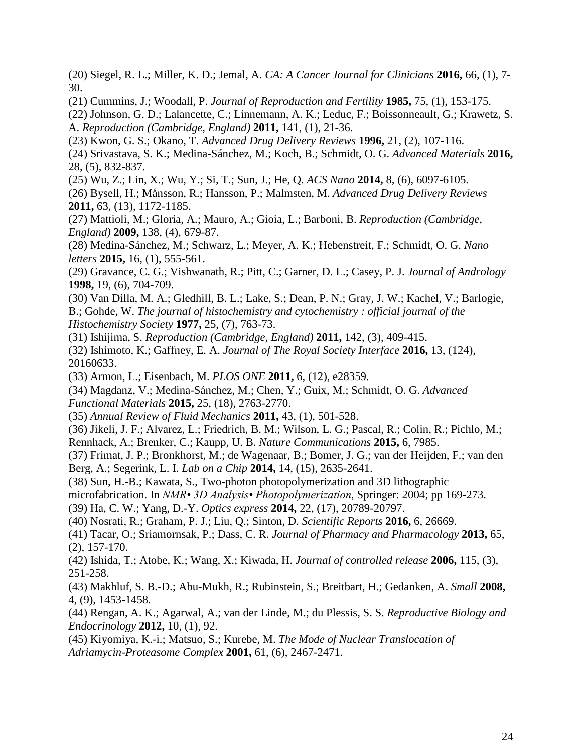(20) Siegel, R. L.; Miller, K. D.; Jemal, A. *CA: A Cancer Journal for Clinicians* **2016,** 66, (1), 7-30.

(21) Cummins, J.; Woodall, P. *Journal of Reproduction and Fertility* **1985,** 75, (1), 153-175.

(22) Johnson, G. D.; Lalancette, C.; Linnemann, A. K.; Leduc, F.; Boissonneault, G.; Krawetz, S. A. *Reproduction (Cambridge, England)* **2011,** 141, (1), 21-36.

(23) Kwon, G. S.; Okano, T. *Advanced Drug Delivery Reviews* **1996,** 21, (2), 107-116.

(24) Srivastava, S. K.; Medina-Sánchez, M.; Koch, B.; Schmidt, O. G. *Advanced Materials* **2016,** 28, (5), 832-837.

(25) Wu, Z.; Lin, X.; Wu, Y.; Si, T.; Sun, J.; He, Q. *ACS Nano* **2014,** 8, (6), 6097-6105.

(26) Bysell, H.; Månsson, R.; Hansson, P.; Malmsten, M. *Advanced Drug Delivery Reviews* **2011,** 63, (13), 1172-1185.

(27) Mattioli, M.; Gloria, A.; Mauro, A.; Gioia, L.; Barboni, B. *Reproduction (Cambridge, England)* **2009,** 138, (4), 679-87.

(28) Medina-Sánchez, M.; Schwarz, L.; Meyer, A. K.; Hebenstreit, F.; Schmidt, O. G. *Nano letters* **2015,** 16, (1), 555-561.

(29) Gravance, C. G.; Vishwanath, R.; Pitt, C.; Garner, D. L.; Casey, P. J. *Journal of Andrology* **1998,** 19, (6), 704-709.

(30) Van Dilla, M. A.; Gledhill, B. L.; Lake, S.; Dean, P. N.; Gray, J. W.; Kachel, V.; Barlogie, B.; Gohde, W. *The journal of histochemistry and cytochemistry : official journal of the Histochemistry Society* **1977,** 25, (7), 763-73.

(31) Ishijima, S. *Reproduction (Cambridge, England)* **2011,** 142, (3), 409-415.

(32) Ishimoto, K.; Gaffney, E. A. *Journal of The Royal Society Interface* **2016,** 13, (124), 20160633.

(33) Armon, L.; Eisenbach, M. *PLOS ONE* **2011,** 6, (12), e28359.

(34) Magdanz, V.; Medina-Sánchez, M.; Chen, Y.; Guix, M.; Schmidt, O. G. *Advanced Functional Materials* **2015,** 25, (18), 2763-2770.

(35) *Annual Review of Fluid Mechanics* **2011,** 43, (1), 501-528.

(36) Jikeli, J. F.; Alvarez, L.; Friedrich, B. M.; Wilson, L. G.; Pascal, R.; Colin, R.; Pichlo, M.; Rennhack, A.; Brenker, C.; Kaupp, U. B. *Nature Communications* **2015,** 6, 7985.

(37) Frimat, J. P.; Bronkhorst, M.; de Wagenaar, B.; Bomer, J. G.; van der Heijden, F.; van den Berg, A.; Segerink, L. I. *Lab on a Chip* **2014,** 14, (15), 2635-2641.

(38) Sun, H.-B.; Kawata, S., Two-photon photopolymerization and 3D lithographic microfabrication. In *NMR• 3D Analysis• Photopolymerization*, Springer: 2004; pp 169-273.

(39) Ha, C. W.; Yang, D.-Y. *Optics express* **2014,** 22, (17), 20789-20797.

(40) Nosrati, R.; Graham, P. J.; Liu, Q.; Sinton, D. *Scientific Reports* **2016,** 6, 26669.

(41) Tacar, O.; Sriamornsak, P.; Dass, C. R. *Journal of Pharmacy and Pharmacology* **2013,** 65, (2), 157-170.

(42) Ishida, T.; Atobe, K.; Wang, X.; Kiwada, H. *Journal of controlled release* **2006,** 115, (3), 251-258.

(43) Makhluf, S. B.-D.; Abu-Mukh, R.; Rubinstein, S.; Breitbart, H.; Gedanken, A. *Small* **2008,** 4, (9), 1453-1458.

(44) Rengan, A. K.; Agarwal, A.; van der Linde, M.; du Plessis, S. S. *Reproductive Biology and Endocrinology* **2012,** 10, (1), 92.

(45) Kiyomiya, K.-i.; Matsuo, S.; Kurebe, M. *The Mode of Nuclear Translocation of Adriamycin-Proteasome Complex* **2001,** 61, (6), 2467-2471.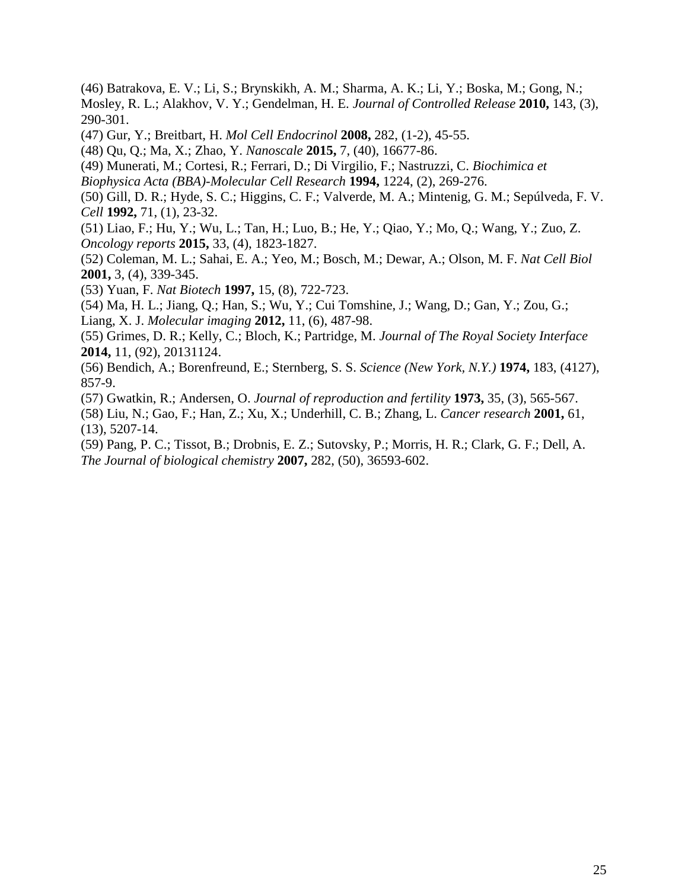(46) Batrakova, E. V.; Li, S.; Brynskikh, A. M.; Sharma, A. K.; Li, Y.; Boska, M.; Gong, N.; Mosley, R. L.; Alakhov, V. Y.; Gendelman, H. E. *Journal of Controlled Release* **2010,** 143, (3), 290-301.

(47) Gur, Y.; Breitbart, H. *Mol Cell Endocrinol* **2008,** 282, (1-2), 45-55.

(48) Qu, Q.; Ma, X.; Zhao, Y. *Nanoscale* **2015,** 7, (40), 16677-86.

(49) Munerati, M.; Cortesi, R.; Ferrari, D.; Di Virgilio, F.; Nastruzzi, C. *Biochimica et Biophysica Acta (BBA)-Molecular Cell Research* **1994,** 1224, (2), 269-276.

(50) Gill, D. R.; Hyde, S. C.; Higgins, C. F.; Valverde, M. A.; Mintenig, G. M.; Sepúlveda, F. V. *Cell* **1992,** 71, (1), 23-32.

(51) Liao, F.; Hu, Y.; Wu, L.; Tan, H.; Luo, B.; He, Y.; Qiao, Y.; Mo, Q.; Wang, Y.; Zuo, Z. *Oncology reports* **2015,** 33, (4), 1823-1827.

(52) Coleman, M. L.; Sahai, E. A.; Yeo, M.; Bosch, M.; Dewar, A.; Olson, M. F. *Nat Cell Biol* **2001,** 3, (4), 339-345.

(53) Yuan, F. *Nat Biotech* **1997,** 15, (8), 722-723.

(54) Ma, H. L.; Jiang, Q.; Han, S.; Wu, Y.; Cui Tomshine, J.; Wang, D.; Gan, Y.; Zou, G.; Liang, X. J. *Molecular imaging* **2012,** 11, (6), 487-98.

(55) Grimes, D. R.; Kelly, C.; Bloch, K.; Partridge, M. *Journal of The Royal Society Interface* **2014,** 11, (92), 20131124.

(56) Bendich, A.; Borenfreund, E.; Sternberg, S. S. *Science (New York, N.Y.)* **1974,** 183, (4127), 857-9.

(57) Gwatkin, R.; Andersen, O. *Journal of reproduction and fertility* **1973,** 35, (3), 565-567.

(58) Liu, N.; Gao, F.; Han, Z.; Xu, X.; Underhill, C. B.; Zhang, L. *Cancer research* **2001,** 61, (13), 5207-14.

(59) Pang, P. C.; Tissot, B.; Drobnis, E. Z.; Sutovsky, P.; Morris, H. R.; Clark, G. F.; Dell, A. *The Journal of biological chemistry* **2007,** 282, (50), 36593-602.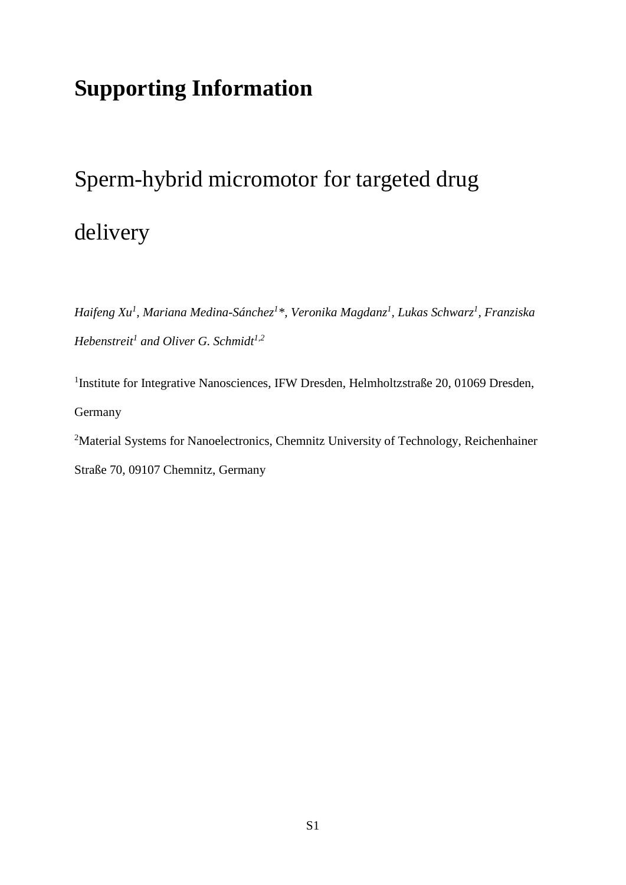# Supporting Information

## Sperm-hybrid micromotor for targeted drug delivery

*Haifeng Xu[1], Mariana Medina-Sánchez[1]\*, Veronika Magdanz[1], Lukas Schwarz[1], Franziska Hebenstreit[1] and Oliver G. Schmidt[1,2]*

[1]Institute for Integrative Nanosciences, IFW Dresden, Helmholtzstraße 20, 01069 Dresden, Germany

[2]Material Systems for Nanoelectronics, Chemnitz University of Technology, Reichenhainer Straße 70, 09107 Chemnitz, Germany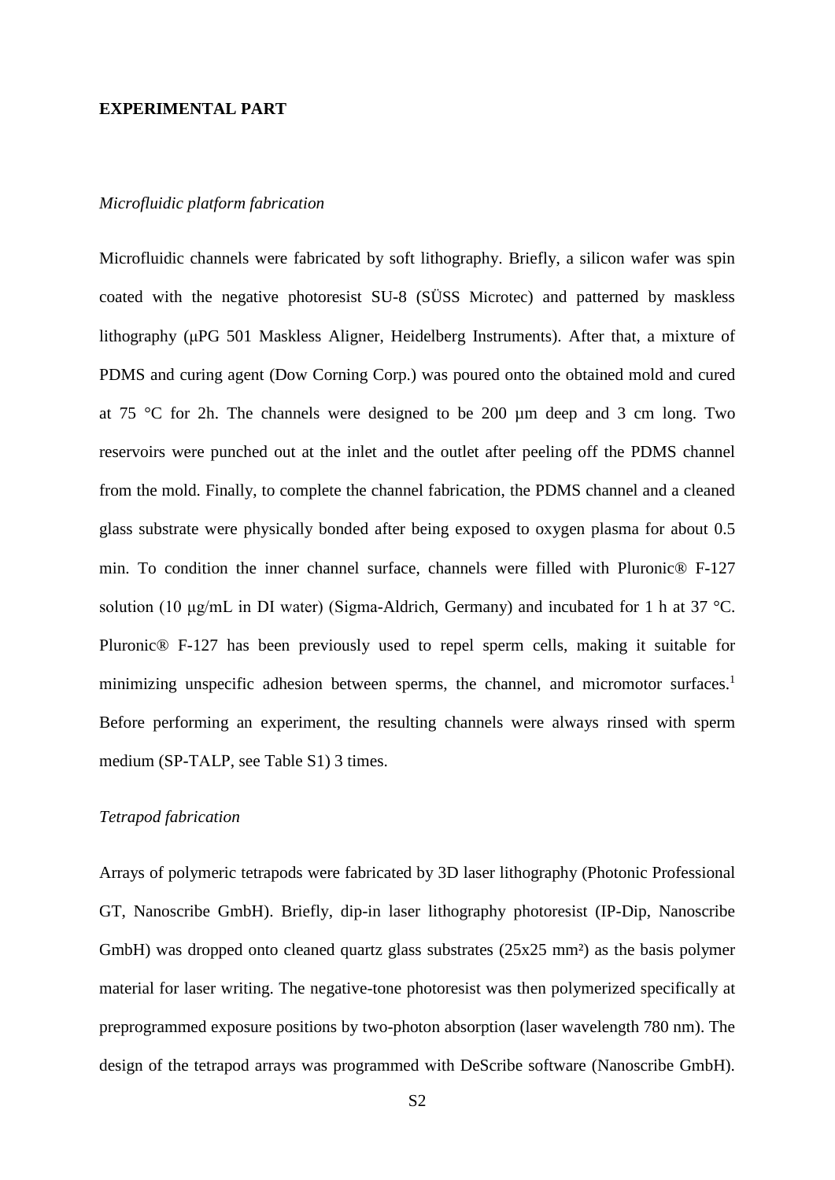## EXPERIMENTAL PART

*Microfluidic platform fabrication*

Microfluidic channels were fabricated by soft lithography. Briefly, a silicon wafer was spin coated with the negative photoresist SU-8 (SÜSS Microtec) and patterned by maskless lithography (μPG 501 Maskless Aligner, Heidelberg Instruments). After that, a mixture of PDMS and curing agent (Dow Corning Corp.) was poured onto the obtained mold and cured at 75 °C for 2h. The channels were designed to be 200 µm deep and 3 cm long. Two reservoirs were punched out at the inlet and the outlet after peeling off the PDMS channel from the mold. Finally, to complete the channel fabrication, the PDMS channel and a cleaned glass substrate were physically bonded after being exposed to oxygen plasma for about 0.5 min. To condition the inner channel surface, channels were filled with Pluronic® F-127 solution (10 μg/mL in DI water) (Sigma-Aldrich, Germany) and incubated for 1 h at 37 °C. Pluronic® F-127 has been previously used to repel sperm cells, making it suitable for minimizing unspecific adhesion between sperms, the channel, and micromotor surfaces.[1] Before performing an experiment, the resulting channels were always rinsed with sperm medium (SP-TALP, see Table S1) 3 times.

*Tetrapod fabrication*

Arrays of polymeric tetrapods were fabricated by 3D laser lithography (Photonic Professional GT, Nanoscribe GmbH). Briefly, dip-in laser lithography photoresist (IP-Dip, Nanoscribe GmbH) was dropped onto cleaned quartz glass substrates (25x25 mm²) as the basis polymer material for laser writing. The negative-tone photoresist was then polymerized specifically at preprogrammed exposure positions by two-photon absorption (laser wavelength 780 nm). The design of the tetrapod arrays was programmed with DeScribe software (Nanoscribe GmbH).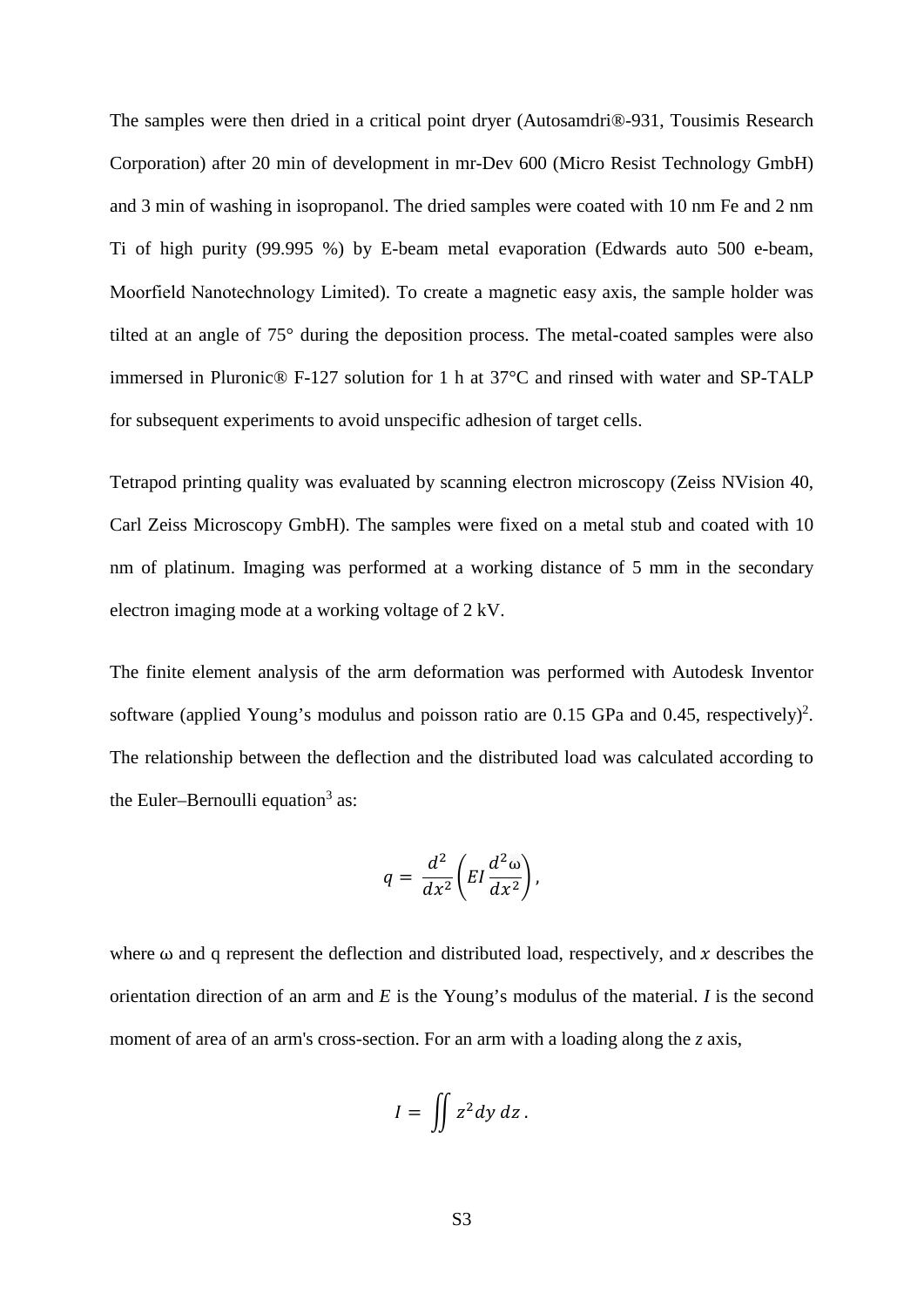The samples were then dried in a critical point dryer (Autosamdri®-931, Tousimis Research Corporation) after 20 min of development in mr-Dev 600 (Micro Resist Technology GmbH) and 3 min of washing in isopropanol. The dried samples were coated with 10 nm Fe and 2 nm Ti of high purity (99.995 %) by E-beam metal evaporation (Edwards auto 500 e-beam, Moorfield Nanotechnology Limited). To create a magnetic easy axis, the sample holder was tilted at an angle of 75° during the deposition process. The metal-coated samples were also immersed in Pluronic® F-127 solution for 1 h at 37°C and rinsed with water and SP-TALP for subsequent experiments to avoid unspecific adhesion of target cells.

Tetrapod printing quality was evaluated by scanning electron microscopy (Zeiss NVision 40, Carl Zeiss Microscopy GmbH). The samples were fixed on a metal stub and coated with 10 nm of platinum. Imaging was performed at a working distance of 5 mm in the secondary electron imaging mode at a working voltage of 2 kV.

The finite element analysis of the arm deformation was performed with Autodesk Inventor software (applied Young's modulus and poisson ratio are 0.15 GPa and 0.45, respectively)[2]. The relationship between the deflection and the distributed load was calculated according to the Euler–Bernoulli equation[3] as:

$$q = \frac{d^2}{dx^2}\left(EI\frac{d^2\omega}{dx^2}\right),$$

where $\omega$ and q represent the deflection and distributed load, respectively, and $x$ describes the orientation direction of an arm and $E$ is the Young's modulus of the material. $I$ is the second moment of area of an arm's cross-section. For an arm with a loading along the $z$ axis,

$$I = \iint z^2 dy\, dz\,.$$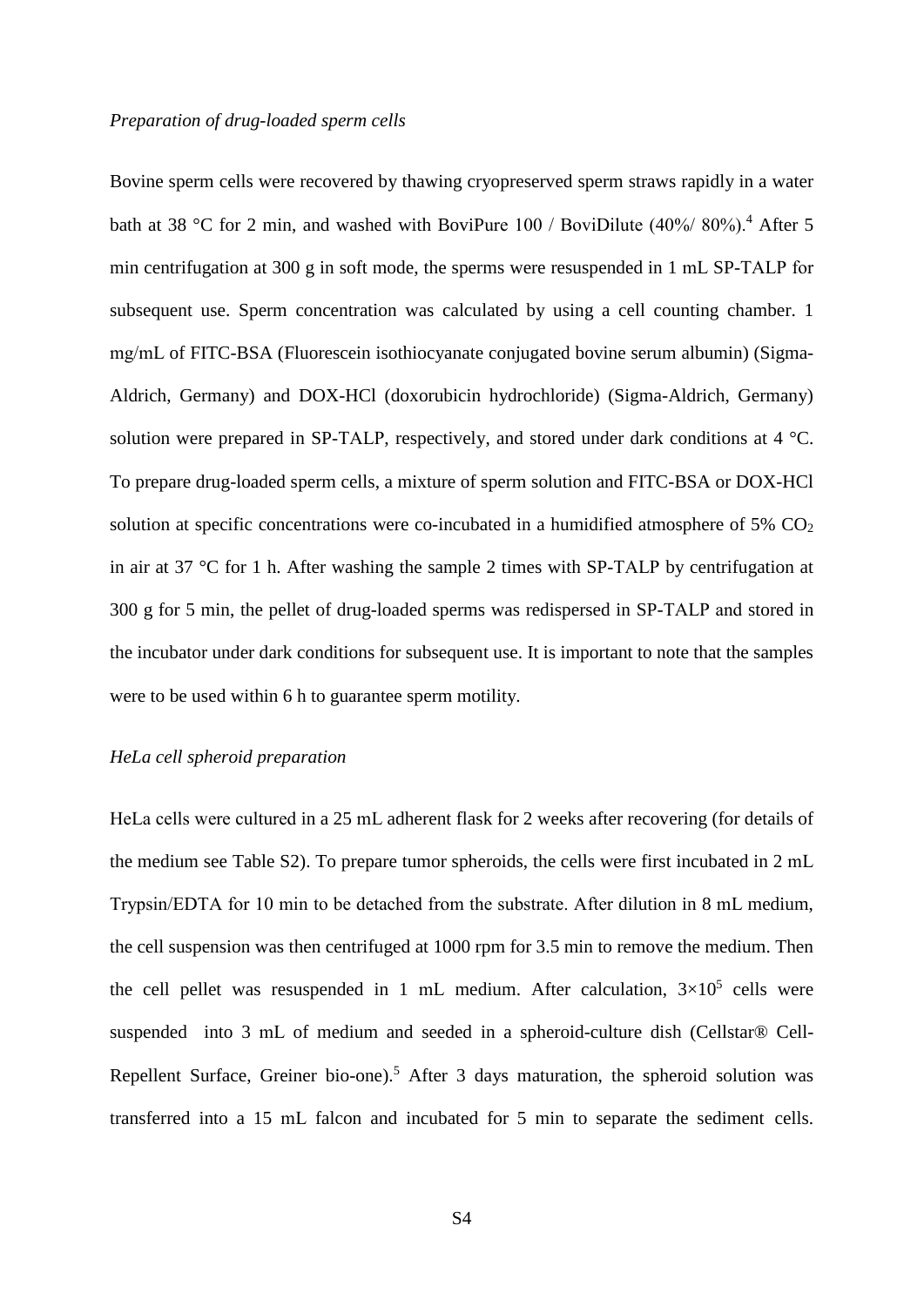*Preparation of drug-loaded sperm cells*

Bovine sperm cells were recovered by thawing cryopreserved sperm straws rapidly in a water bath at 38 °C for 2 min, and washed with BoviPure 100 / BoviDilute (40%/ 80%).[4] After 5 min centrifugation at 300 g in soft mode, the sperms were resuspended in 1 mL SP-TALP for subsequent use. Sperm concentration was calculated by using a cell counting chamber. 1 mg/mL of FITC-BSA (Fluorescein isothiocyanate conjugated bovine serum albumin) (Sigma-Aldrich, Germany) and DOX-HCl (doxorubicin hydrochloride) (Sigma-Aldrich, Germany) solution were prepared in SP-TALP, respectively, and stored under dark conditions at 4 °C. To prepare drug-loaded sperm cells, a mixture of sperm solution and FITC-BSA or DOX-HCl solution at specific concentrations were co-incubated in a humidified atmosphere of 5% $CO_2$ in air at 37 °C for 1 h. After washing the sample 2 times with SP-TALP by centrifugation at 300 g for 5 min, the pellet of drug-loaded sperms was redispersed in SP-TALP and stored in the incubator under dark conditions for subsequent use. It is important to note that the samples were to be used within 6 h to guarantee sperm motility.

*HeLa cell spheroid preparation*

HeLa cells were cultured in a 25 mL adherent flask for 2 weeks after recovering (for details of the medium see Table S2). To prepare tumor spheroids, the cells were first incubated in 2 mL Trypsin/EDTA for 10 min to be detached from the substrate. After dilution in 8 mL medium, the cell suspension was then centrifuged at 1000 rpm for 3.5 min to remove the medium. Then the cell pellet was resuspended in 1 mL medium. After calculation, $3\times10^5$ cells were suspended into 3 mL of medium and seeded in a spheroid-culture dish (Cellstar® Cell-Repellent Surface, Greiner bio-one).[5] After 3 days maturation, the spheroid solution was transferred into a 15 mL falcon and incubated for 5 min to separate the sediment cells.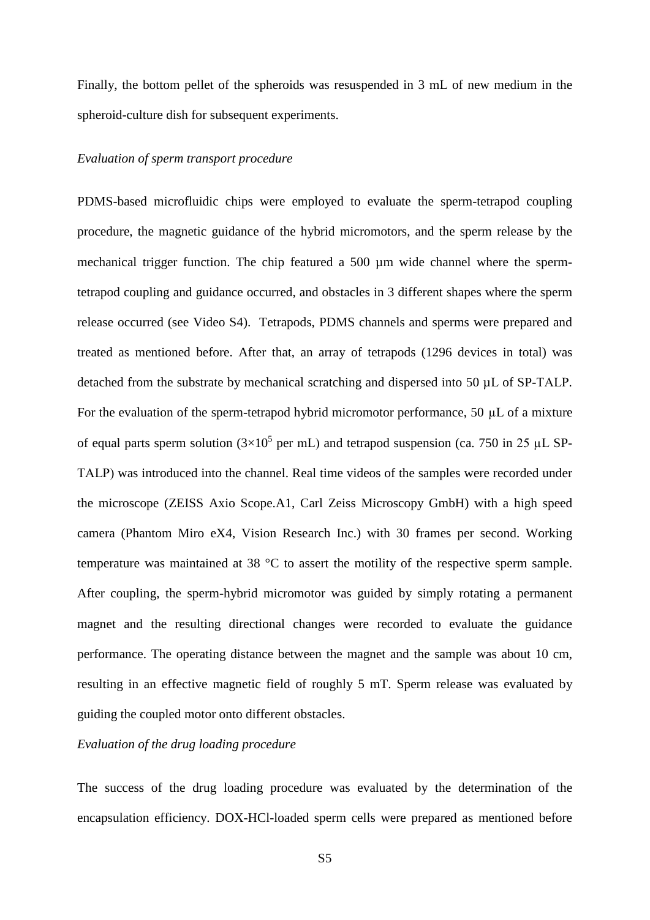Finally, the bottom pellet of the spheroids was resuspended in 3 mL of new medium in the spheroid-culture dish for subsequent experiments.

*Evaluation of sperm transport procedure*

PDMS-based microfluidic chips were employed to evaluate the sperm-tetrapod coupling procedure, the magnetic guidance of the hybrid micromotors, and the sperm release by the mechanical trigger function. The chip featured a 500 µm wide channel where the sperm-tetrapod coupling and guidance occurred, and obstacles in 3 different shapes where the sperm release occurred (see Video S4). Tetrapods, PDMS channels and sperms were prepared and treated as mentioned before. After that, an array of tetrapods (1296 devices in total) was detached from the substrate by mechanical scratching and dispersed into 50 µL of SP-TALP. For the evaluation of the sperm-tetrapod hybrid micromotor performance, 50 µL of a mixture of equal parts sperm solution ($3\times10^5$ per mL) and tetrapod suspension (ca. 750 in 25 µL SP-TALP) was introduced into the channel. Real time videos of the samples were recorded under the microscope (ZEISS Axio Scope.A1, Carl Zeiss Microscopy GmbH) with a high speed camera (Phantom Miro eX4, Vision Research Inc.) with 30 frames per second. Working temperature was maintained at 38 °C to assert the motility of the respective sperm sample. After coupling, the sperm-hybrid micromotor was guided by simply rotating a permanent magnet and the resulting directional changes were recorded to evaluate the guidance performance. The operating distance between the magnet and the sample was about 10 cm, resulting in an effective magnetic field of roughly 5 mT. Sperm release was evaluated by guiding the coupled motor onto different obstacles.

*Evaluation of the drug loading procedure*

The success of the drug loading procedure was evaluated by the determination of the encapsulation efficiency. DOX-HCl-loaded sperm cells were prepared as mentioned before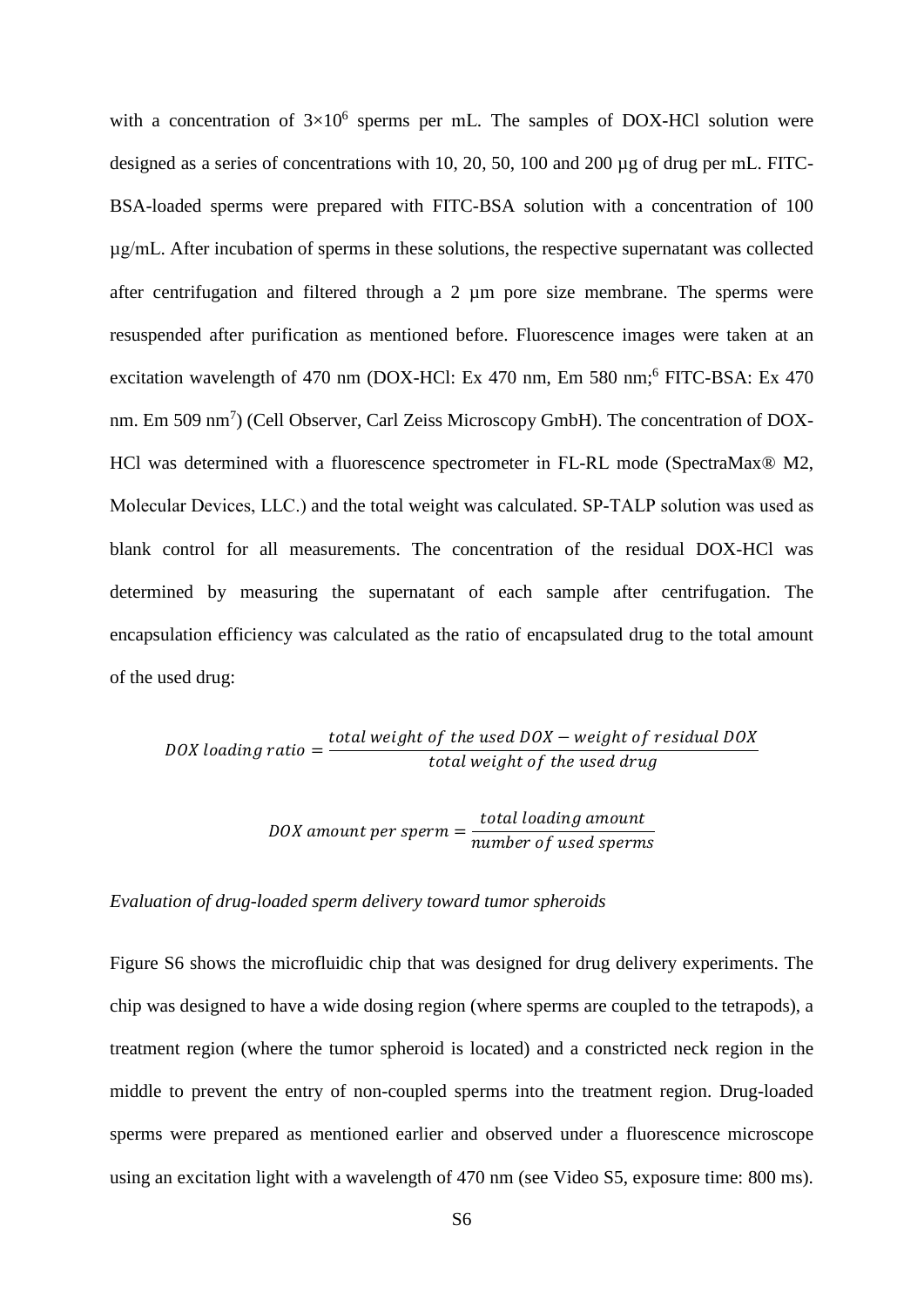with a concentration of $3×10^6$ sperms per mL. The samples of DOX-HCl solution were designed as a series of concentrations with 10, 20, 50, 100 and 200 µg of drug per mL. FITC-BSA-loaded sperms were prepared with FITC-BSA solution with a concentration of 100 µg/mL. After incubation of sperms in these solutions, the respective supernatant was collected after centrifugation and filtered through a 2 µm pore size membrane. The sperms were resuspended after purification as mentioned before. Fluorescence images were taken at an excitation wavelength of 470 nm (DOX-HCl: Ex 470 nm, Em 580 nm;[6] FITC-BSA: Ex 470 nm. Em 509 nm[7]) (Cell Observer, Carl Zeiss Microscopy GmbH). The concentration of DOX-HCl was determined with a fluorescence spectrometer in FL-RL mode (SpectraMax® M2, Molecular Devices, LLC.) and the total weight was calculated. SP-TALP solution was used as blank control for all measurements. The concentration of the residual DOX-HCl was determined by measuring the supernatant of each sample after centrifugation. The encapsulation efficiency was calculated as the ratio of encapsulated drug to the total amount of the used drug:

$$DOX\ loading\ ratio = \frac{total\ weight\ of\ the\ used\ DOX - weight\ of\ residual\ DOX}{total\ weight\ of\ the\ used\ drug}$$

$$DOX\ amount\ per\ sperm = \frac{total\ loading\ amount}{number\ of\ used\ sperms}$$

*Evaluation of drug-loaded sperm delivery toward tumor spheroids*

Figure S6 shows the microfluidic chip that was designed for drug delivery experiments. The chip was designed to have a wide dosing region (where sperms are coupled to the tetrapods), a treatment region (where the tumor spheroid is located) and a constricted neck region in the middle to prevent the entry of non-coupled sperms into the treatment region. Drug-loaded sperms were prepared as mentioned earlier and observed under a fluorescence microscope using an excitation light with a wavelength of 470 nm (see Video S5, exposure time: 800 ms).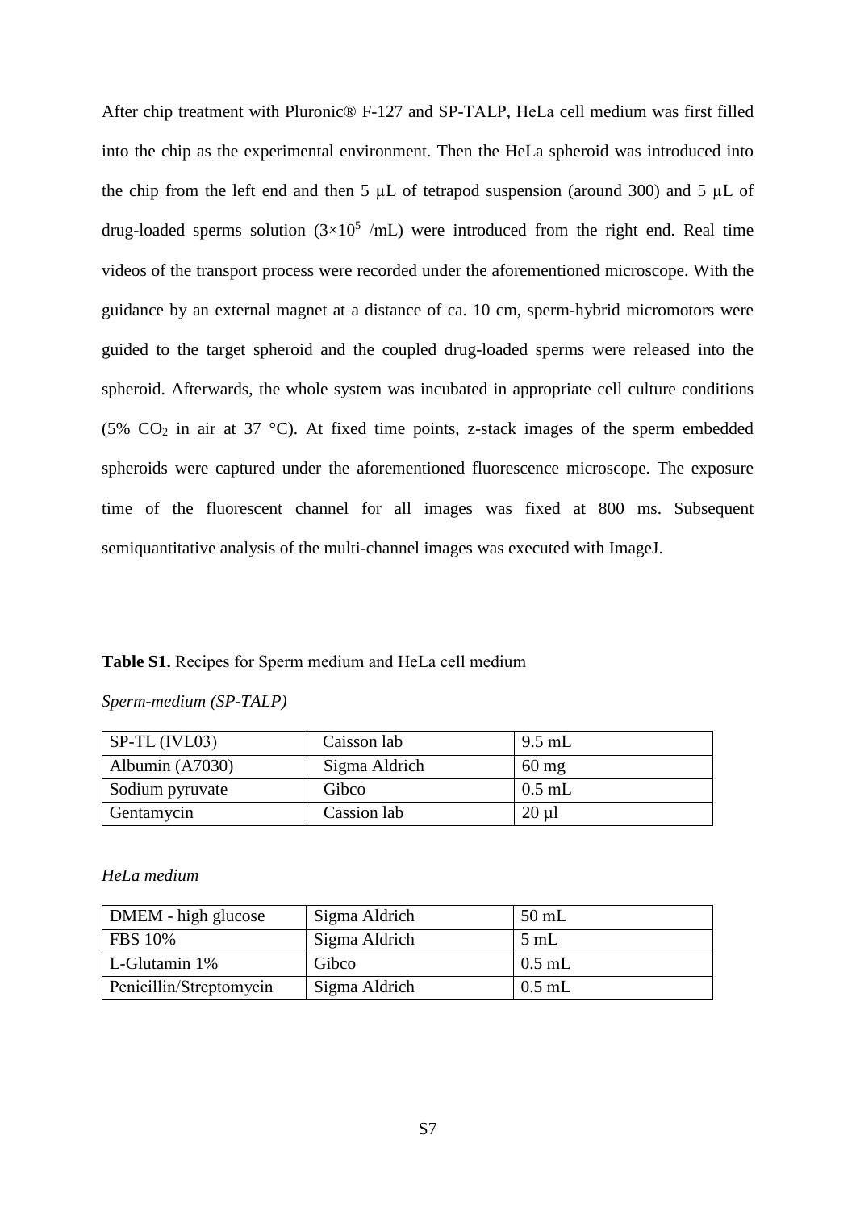After chip treatment with Pluronic® F-127 and SP-TALP, HeLa cell medium was first filled into the chip as the experimental environment. Then the HeLa spheroid was introduced into the chip from the left end and then 5 μL of tetrapod suspension (around 300) and 5 μL of drug-loaded sperms solution ($3\times10^5$ /mL) were introduced from the right end. Real time videos of the transport process were recorded under the aforementioned microscope. With the guidance by an external magnet at a distance of ca. 10 cm, sperm-hybrid micromotors were guided to the target spheroid and the coupled drug-loaded sperms were released into the spheroid. Afterwards, the whole system was incubated in appropriate cell culture conditions (5% $CO_2$ in air at 37 °C). At fixed time points, z-stack images of the sperm embedded spheroids were captured under the aforementioned fluorescence microscope. The exposure time of the fluorescent channel for all images was fixed at 800 ms. Subsequent semiquantitative analysis of the multi-channel images was executed with ImageJ.

**Table S1.** Recipes for Sperm medium and HeLa cell medium

*Sperm-medium (SP-TALP)*

| | | |
|---|---|---|
| SP-TL (IVL03) | Caisson lab | 9.5 mL |
| Albumin (A7030) | Sigma Aldrich | 60 mg |
| Sodium pyruvate | Gibco | 0.5 mL |
| Gentamycin | Cassion lab | 20 µl |

*HeLa medium*

| | | |
|---|---|---|
| DMEM - high glucose | Sigma Aldrich | 50 mL |
| FBS 10% | Sigma Aldrich | 5 mL |
| L-Glutamin 1% | Gibco | 0.5 mL |
| Penicillin/Streptomycin | Sigma Aldrich | 0.5 mL |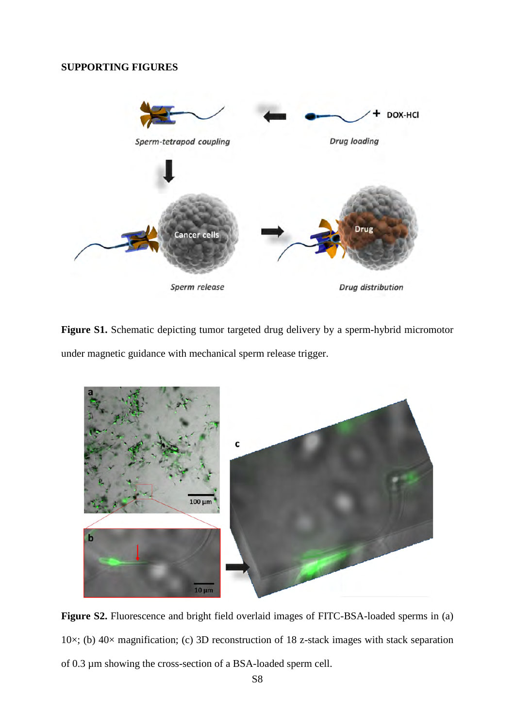## SUPPORTING FIGURES

Sperm-tetrapod coupling

Drug loading

DOX-HCl

Cancer cells

Drug

Sperm release

Drug distribution

**Figure S1.** Schematic depicting tumor targeted drug delivery by a sperm-hybrid micromotor under magnetic guidance with mechanical sperm release trigger.

a

100 µm

b

10 µm

c

**Figure S2.** Fluorescence and bright field overlaid images of FITC-BSA-loaded sperms in (a) 10×; (b) 40× magnification; (c) 3D reconstruction of 18 z-stack images with stack separation of 0.3 µm showing the cross-section of a BSA-loaded sperm cell.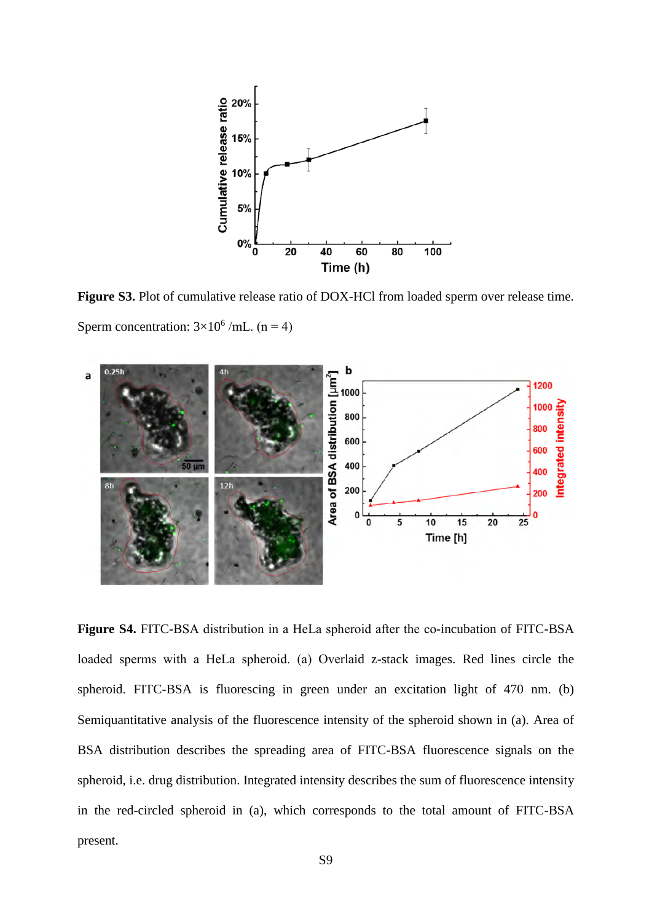Cumulative release ratio

20%

15%

10%

5%

0%

0 20 40 60 80 100

Time (h)

**Figure S3.** Plot of cumulative release ratio of DOX-HCl from loaded sperm over release time. Sperm concentration: $3\times10^6$ /mL. (n = 4)

a

0.25h

4h

8h

12h

50 µm

b

Area of BSA distribution [µm$^2$]

0 200 400 600 800 1000

Integrated intensity

0 200 400 600 800 1000 1200

0 5 10 15 20 25

Time [h]

**Figure S4.** FITC-BSA distribution in a HeLa spheroid after the co-incubation of FITC-BSA loaded sperms with a HeLa spheroid. (a) Overlaid z-stack images. Red lines circle the spheroid. FITC-BSA is fluorescing in green under an excitation light of 470 nm. (b) Semiquantitative analysis of the fluorescence intensity of the spheroid shown in (a). Area of BSA distribution describes the spreading area of FITC-BSA fluorescence signals on the spheroid, i.e. drug distribution. Integrated intensity describes the sum of fluorescence intensity in the red-circled spheroid in (a), which corresponds to the total amount of FITC-BSA present.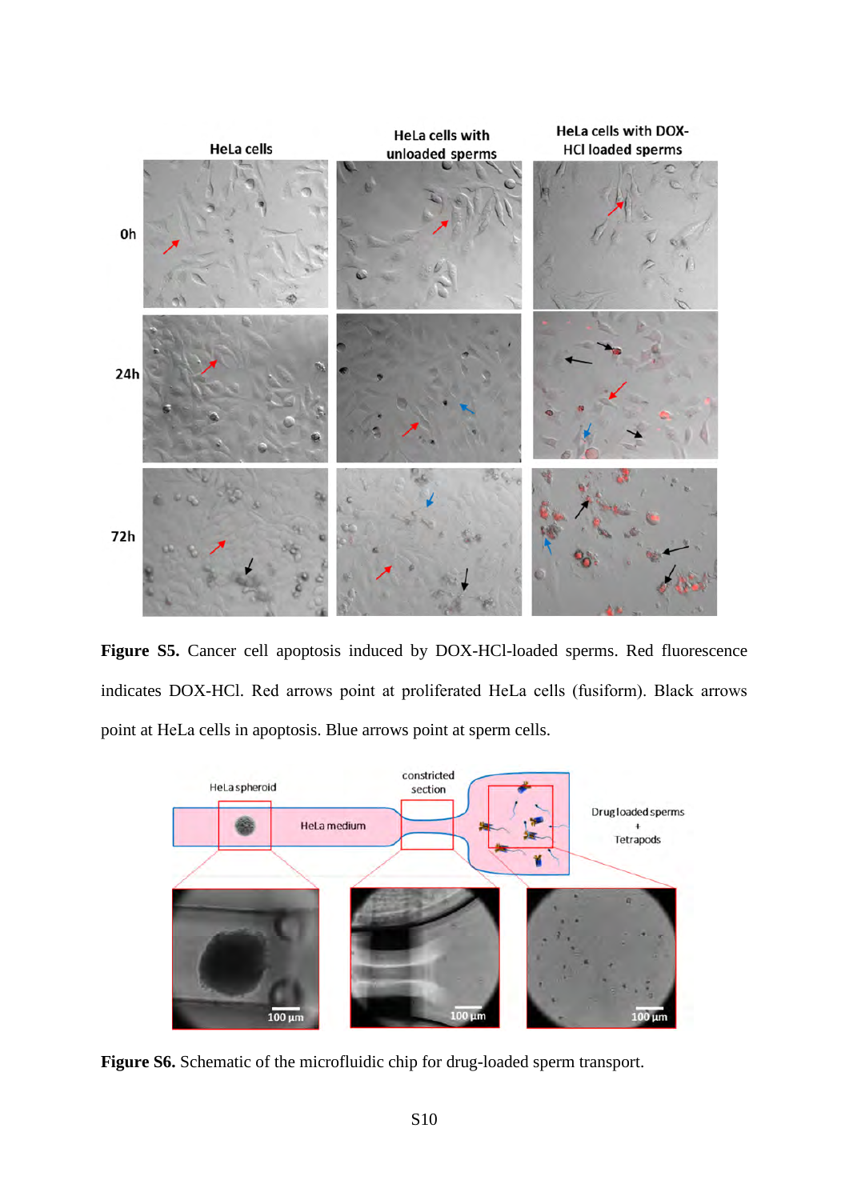HeLa cells

HeLa cells with unloaded sperms

HeLa cells with DOX-HCl loaded sperms

0h

24h

72h

**Figure S5.** Cancer cell apoptosis induced by DOX-HCl-loaded sperms. Red fluorescence indicates DOX-HCl. Red arrows point at proliferated HeLa cells (fusiform). Black arrows point at HeLa cells in apoptosis. Blue arrows point at sperm cells.

HeLa spheroid

HeLa medium

constricted section

Drug loaded sperms + Tetrapods

100 µm

100 µm

100 µm

**Figure S6.** Schematic of the microfluidic chip for drug-loaded sperm transport.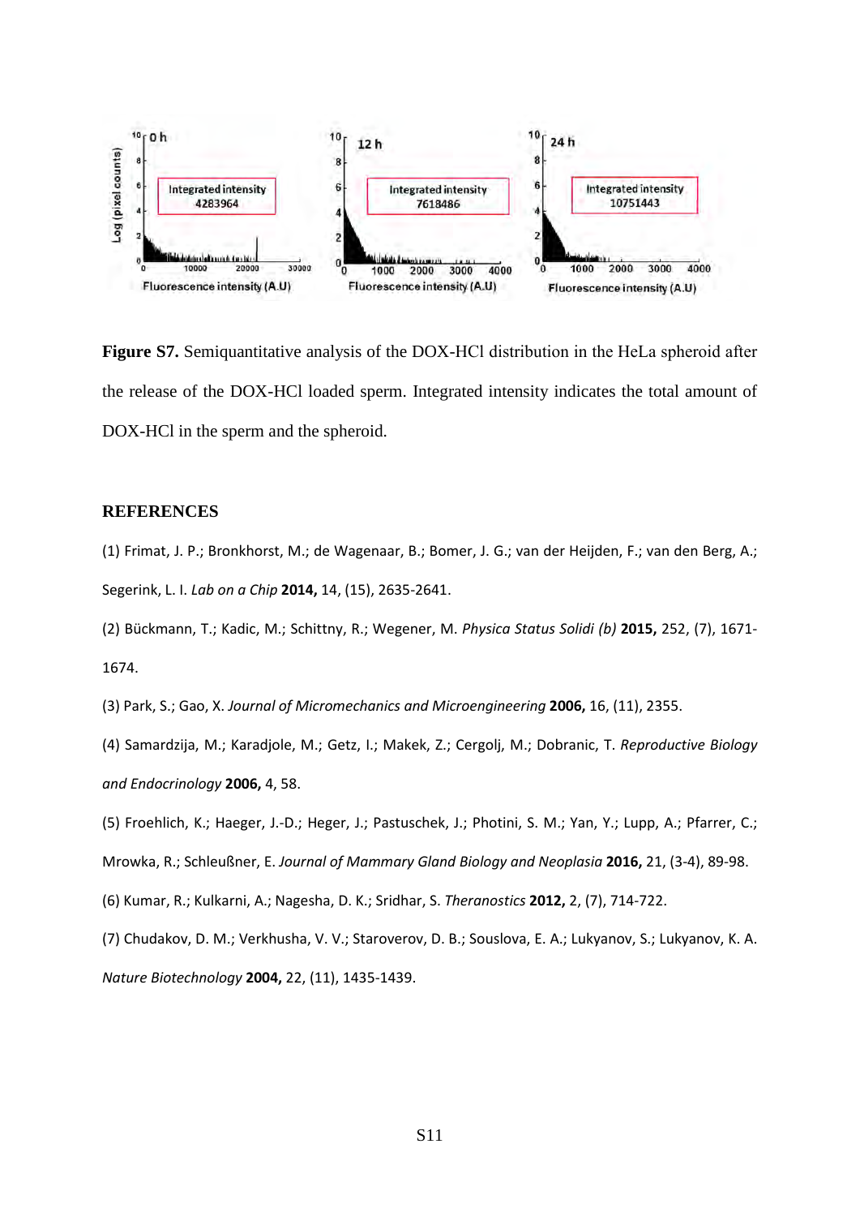0 h

Log (pixel counts)

Integrated intensity
4283964

Fluorescence intensity (A.U)

12 h

Integrated intensity
7618486

Fluorescence intensity (A.U)

24 h

Integrated intensity
10751443

Fluorescence intensity (A.U)

**Figure S7.** Semiquantitative analysis of the DOX-HCl distribution in the HeLa spheroid after the release of the DOX-HCl loaded sperm. Integrated intensity indicates the total amount of DOX-HCl in the sperm and the spheroid.

## REFERENCES

(1) Frimat, J. P.; Bronkhorst, M.; de Wagenaar, B.; Bomer, J. G.; van der Heijden, F.; van den Berg, A.; Segerink, L. I. *Lab on a Chip* **2014,** 14, (15), 2635-2641.

(2) Bückmann, T.; Kadic, M.; Schittny, R.; Wegener, M. *Physica Status Solidi (b)* **2015,** 252, (7), 1671-1674.

(3) Park, S.; Gao, X. *Journal of Micromechanics and Microengineering* **2006,** 16, (11), 2355.

(4) Samardzija, M.; Karadjole, M.; Getz, I.; Makek, Z.; Cergolj, M.; Dobranic, T. *Reproductive Biology and Endocrinology* **2006,** 4, 58.

(5) Froehlich, K.; Haeger, J.-D.; Heger, J.; Pastuschek, J.; Photini, S. M.; Yan, Y.; Lupp, A.; Pfarrer, C.; Mrowka, R.; Schleußner, E. *Journal of Mammary Gland Biology and Neoplasia* **2016,** 21, (3-4), 89-98.

(6) Kumar, R.; Kulkarni, A.; Nagesha, D. K.; Sridhar, S. *Theranostics* **2012,** 2, (7), 714-722.

(7) Chudakov, D. M.; Verkhusha, V. V.; Staroverov, D. B.; Souslova, E. A.; Lukyanov, S.; Lukyanov, K. A. *Nature Biotechnology* **2004,** 22, (11), 1435-1439.